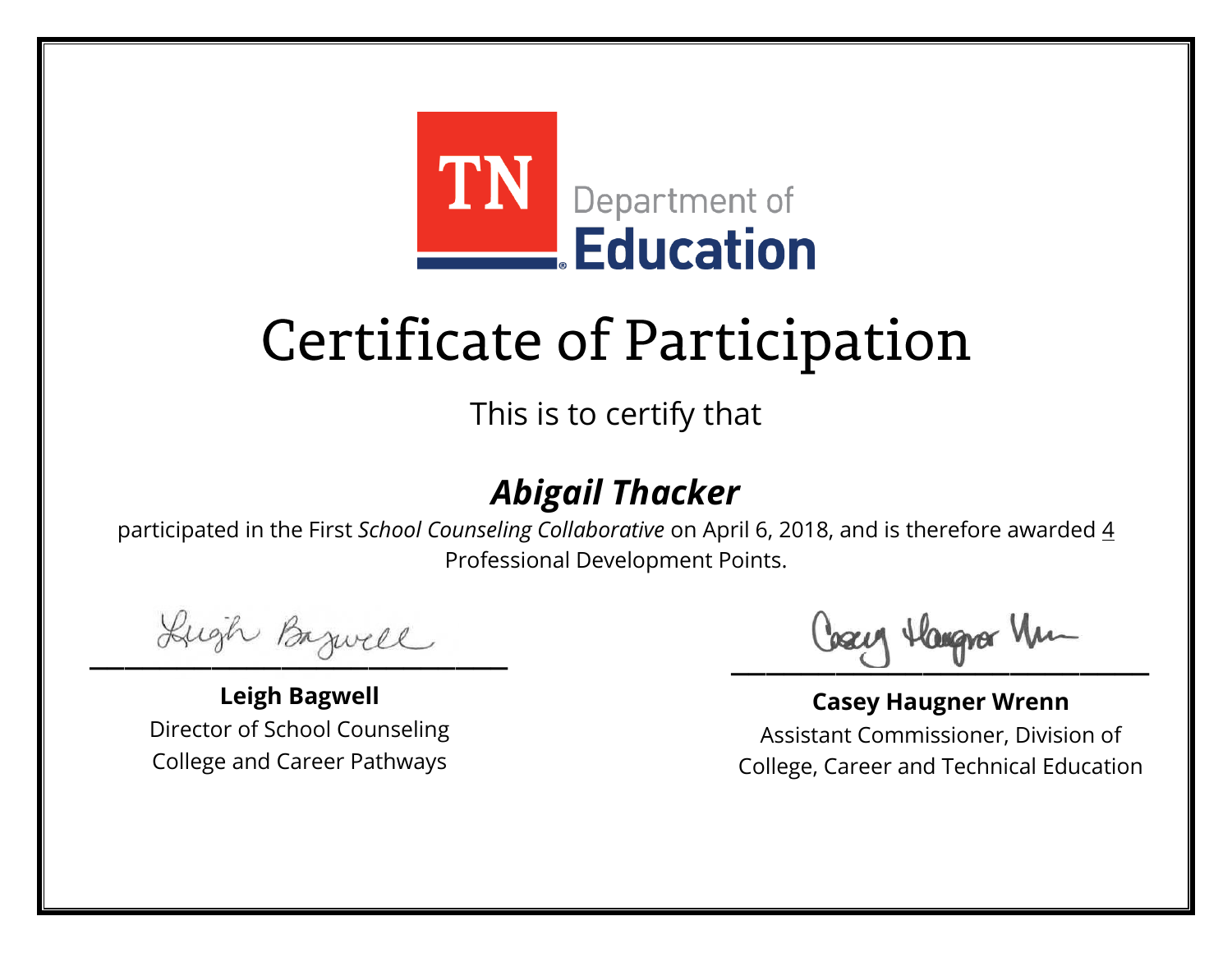TN Department of Education

# Certificate of Participation

This is to certify that

## ***Abigail Thacker***

participated in the First *School Counseling Collaborative* on April 6, 2018, and is therefore awarded 4 Professional Development Points.

**Leigh Bagwell**
Director of School Counseling
College and Career Pathways

**Casey Haugner Wrenn**
Assistant Commissioner, Division of
College, Career and Technical Education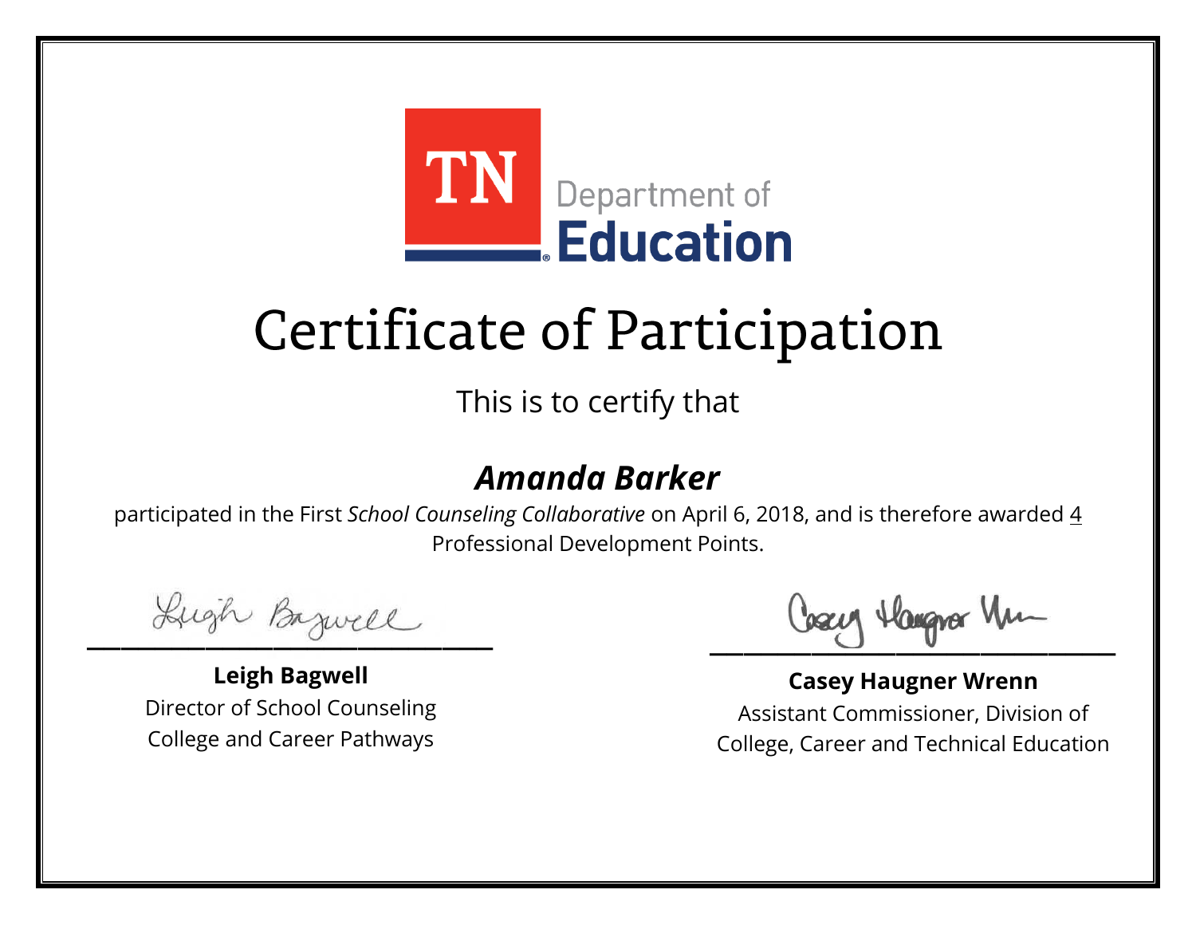TN Department of Education

# Certificate of Participation

This is to certify that

## *Amanda Barker*

participated in the First *School Counseling Collaborative* on April 6, 2018, and is therefore awarded 4 Professional Development Points.

**Leigh Bagwell**
Director of School Counseling
College and Career Pathways

**Casey Haugner Wrenn**
Assistant Commissioner, Division of
College, Career and Technical Education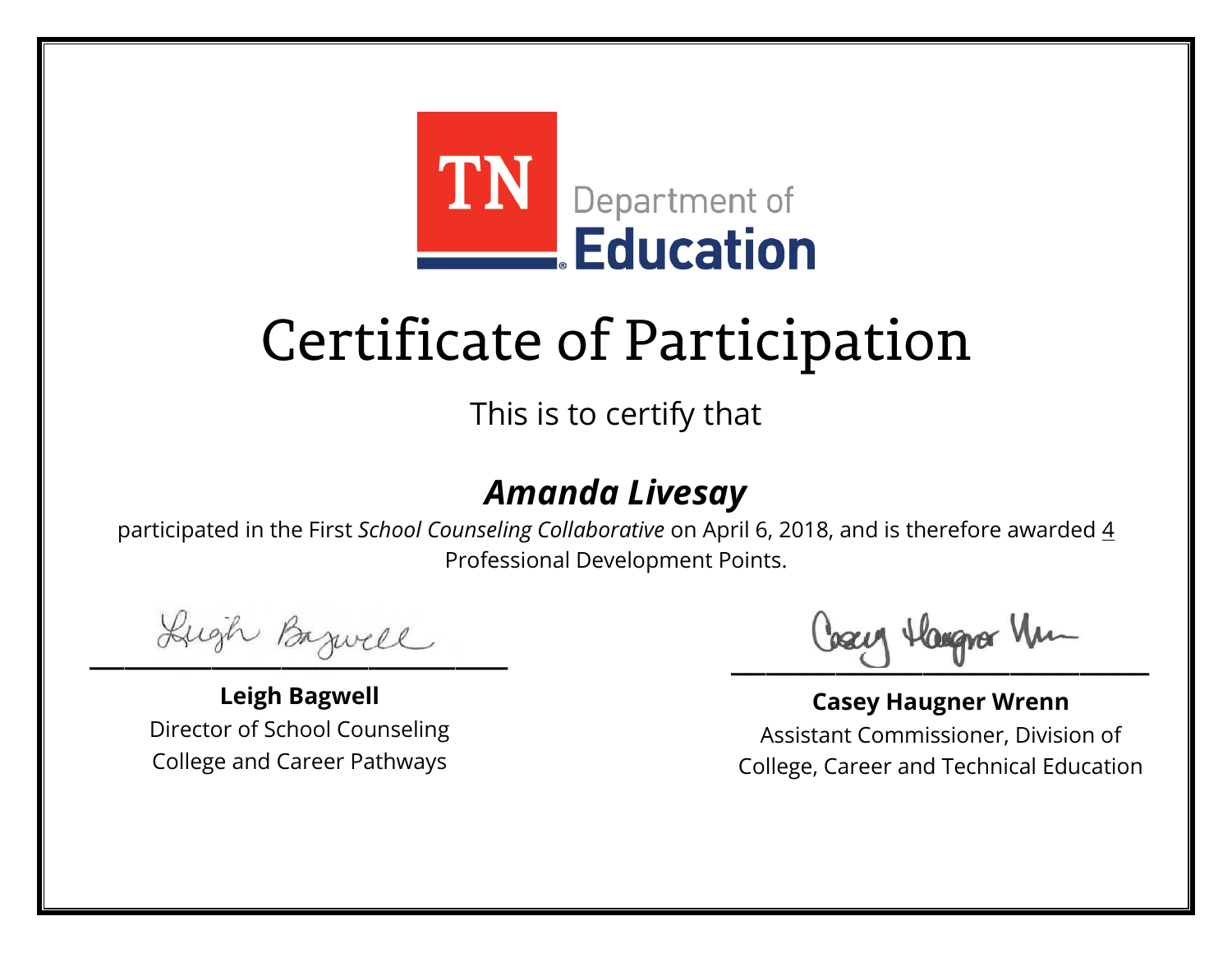TN Department of **Education**

# Certificate of Participation

This is to certify that

## ***Amanda Livesay***

participated in the First *School Counseling Collaborative* on April 6, 2018, and is therefore awarded 4 Professional Development Points.

**Leigh Bagwell**
Director of School Counseling
College and Career Pathways

**Casey Haugner Wrenn**
Assistant Commissioner, Division of
College, Career and Technical Education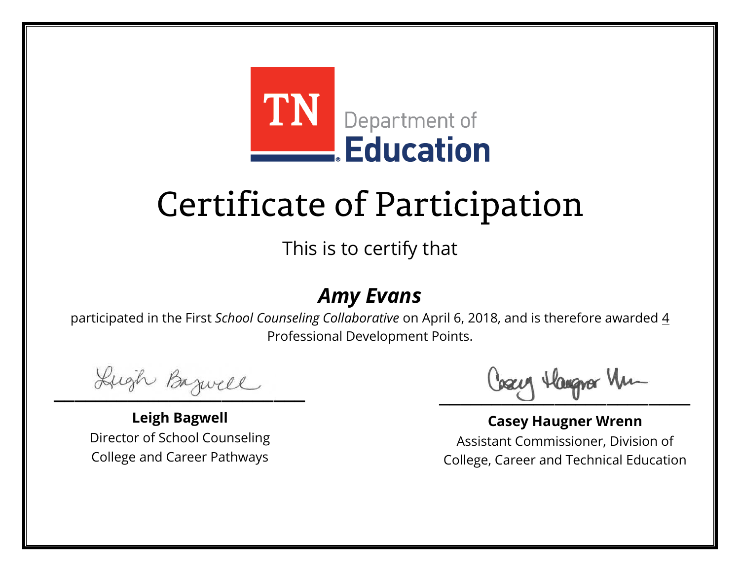TN Department of Education

# Certificate of Participation

This is to certify that

***Amy Evans***

participated in the First *School Counseling Collaborative* on April 6, 2018, and is therefore awarded 4 Professional Development Points.

**Leigh Bagwell**
Director of School Counseling
College and Career Pathways

**Casey Haugner Wrenn**
Assistant Commissioner, Division of College, Career and Technical Education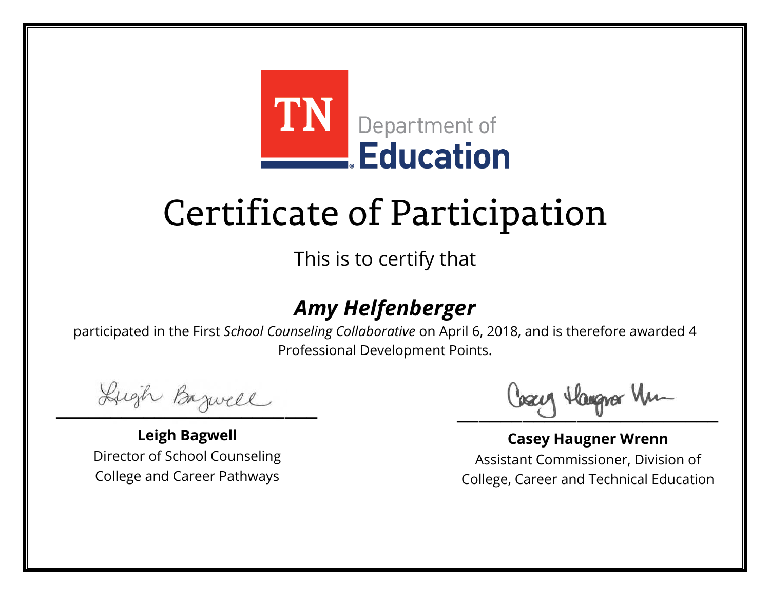TN Department of Education

# Certificate of Participation

This is to certify that

***Amy Helfenberger***

participated in the First *School Counseling Collaborative* on April 6, 2018, and is therefore awarded 4 Professional Development Points.

**Leigh Bagwell**
Director of School Counseling
College and Career Pathways

**Casey Haugner Wrenn**
Assistant Commissioner, Division of
College, Career and Technical Education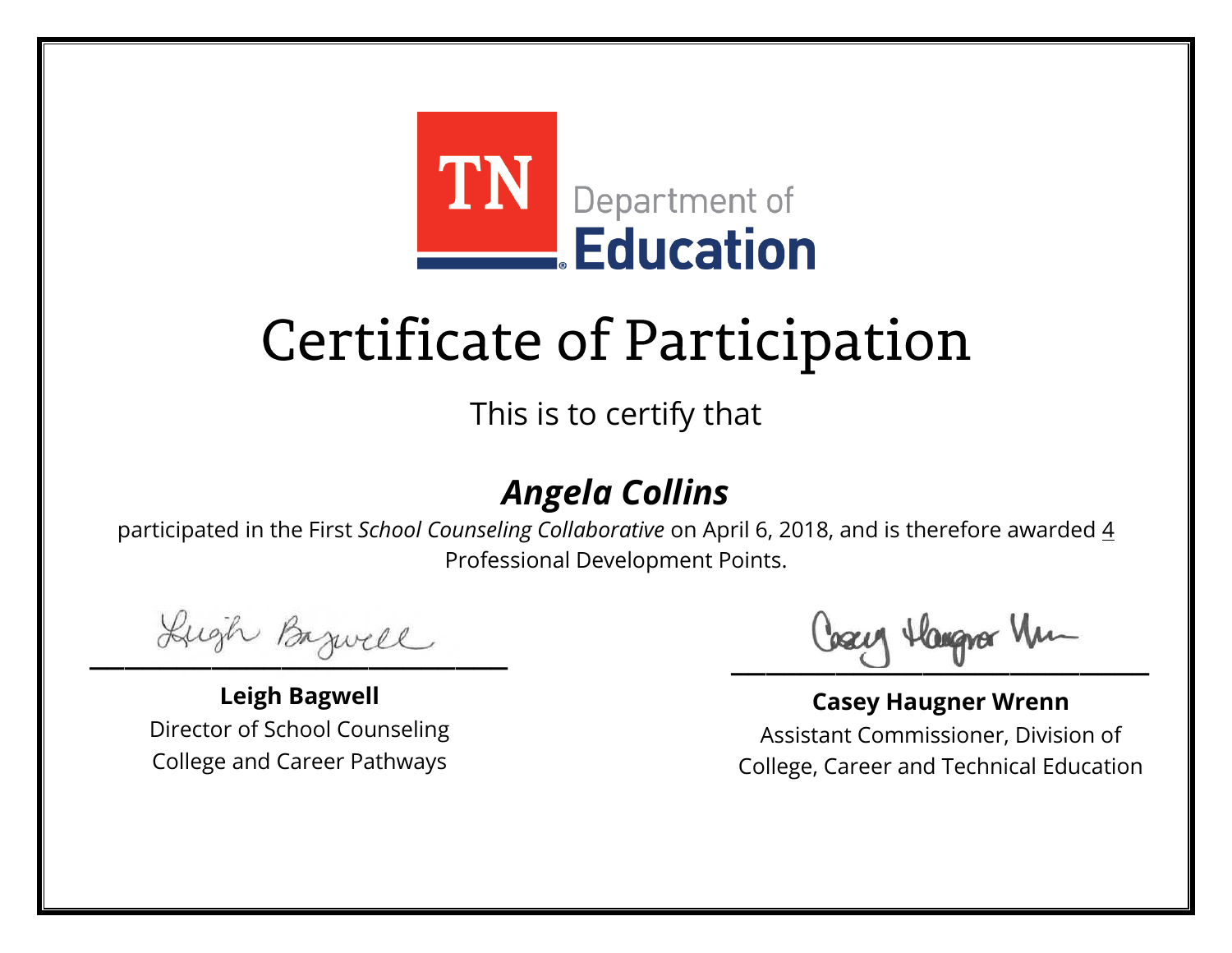TN Department of Education

# Certificate of Participation

This is to certify that

## *Angela Collins*

participated in the First *School Counseling Collaborative* on April 6, 2018, and is therefore awarded 4 Professional Development Points.

**Leigh Bagwell**
Director of School Counseling
College and Career Pathways

**Casey Haugner Wrenn**
Assistant Commissioner, Division of
College, Career and Technical Education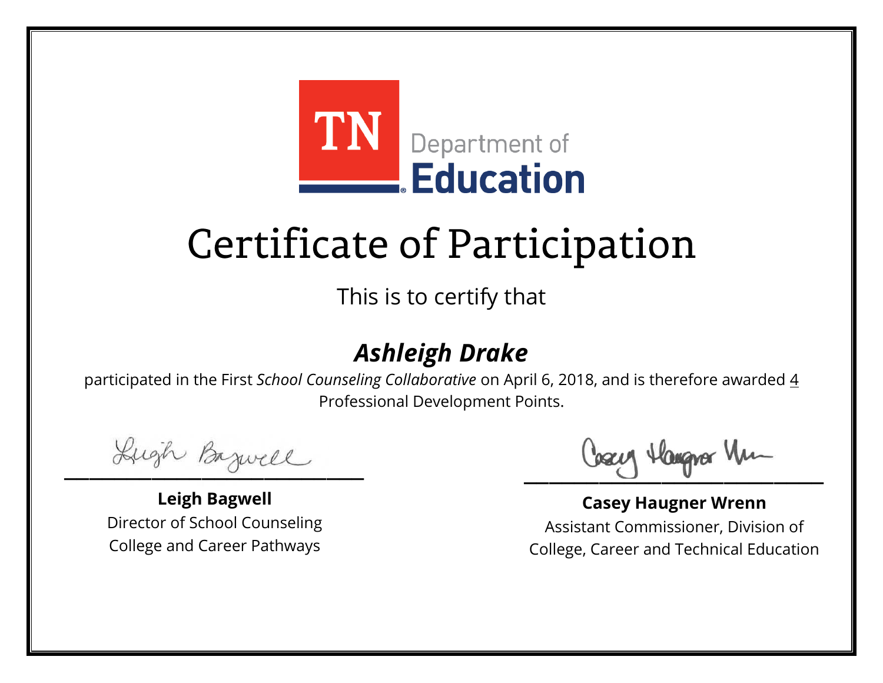TN Department of Education

# Certificate of Participation

This is to certify that

## *Ashleigh Drake*

participated in the First *School Counseling Collaborative* on April 6, 2018, and is therefore awarded 4 Professional Development Points.

**Leigh Bagwell**
Director of School Counseling
College and Career Pathways

**Casey Haugner Wrenn**
Assistant Commissioner, Division of
College, Career and Technical Education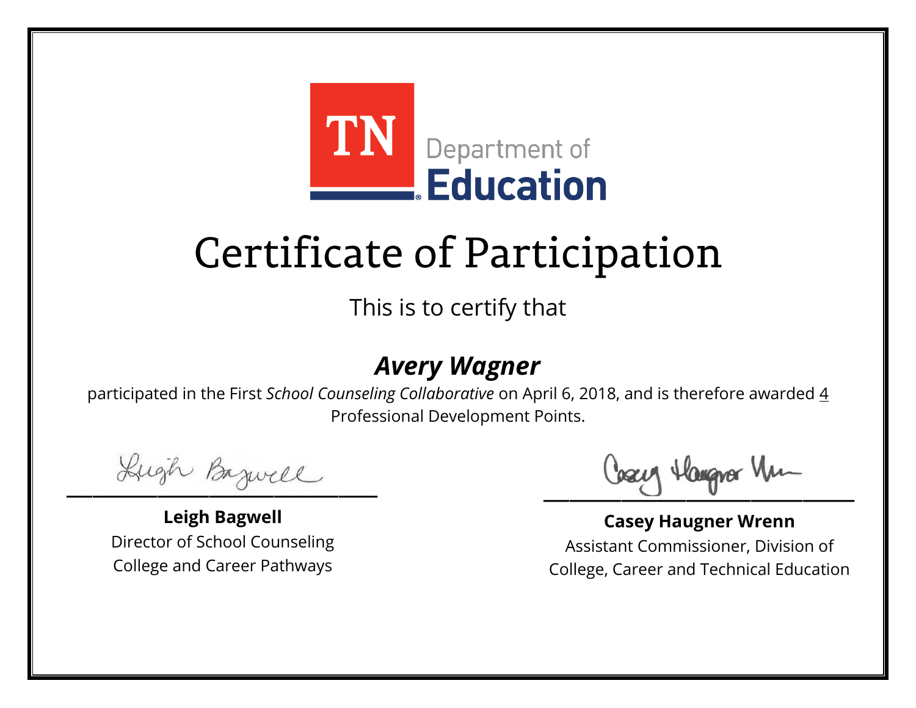TN Department of Education

# Certificate of Participation

This is to certify that

***Avery Wagner***

participated in the First *School Counseling Collaborative* on April 6, 2018, and is therefore awarded 4 Professional Development Points.

**Leigh Bagwell**
Director of School Counseling
College and Career Pathways

**Casey Haugner Wrenn**
Assistant Commissioner, Division of
College, Career and Technical Education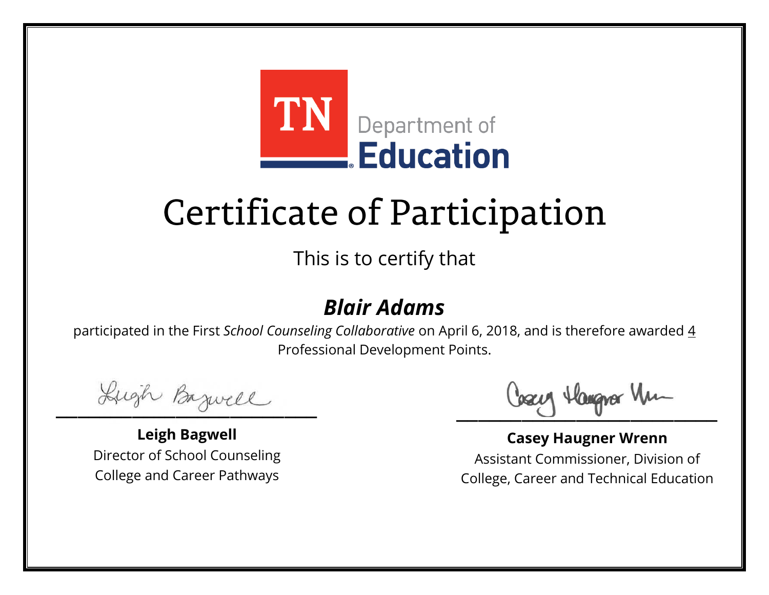TN Department of **Education**

# Certificate of Participation

This is to certify that

## ***Blair Adams***

participated in the First *School Counseling Collaborative* on April 6, 2018, and is therefore awarded 4 Professional Development Points.

**Leigh Bagwell**
Director of School Counseling
College and Career Pathways

**Casey Haugner Wrenn**
Assistant Commissioner, Division of
College, Career and Technical Education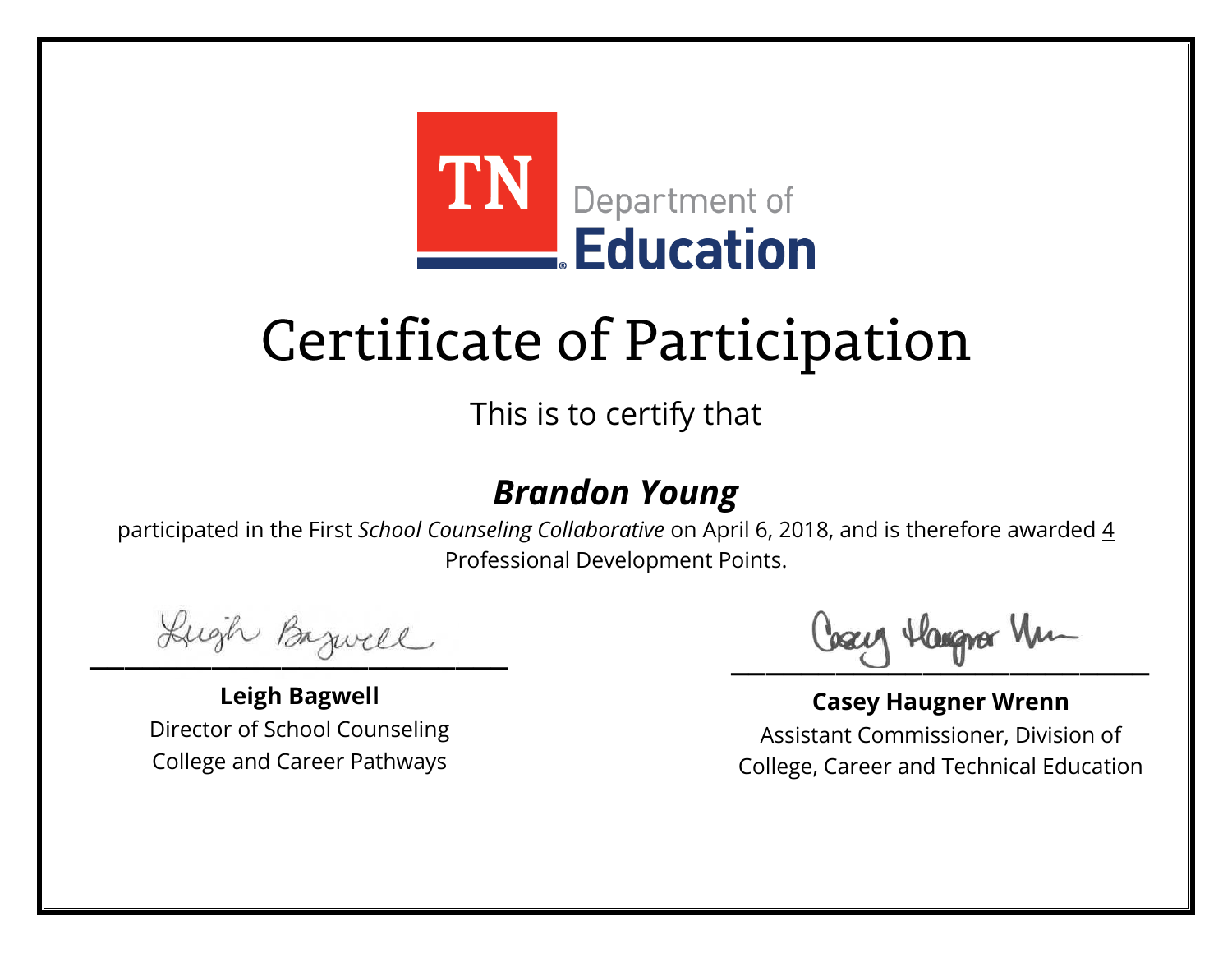TN Department of Education

# Certificate of Participation

This is to certify that

***Brandon Young***

participated in the First *School Counseling Collaborative* on April 6, 2018, and is therefore awarded 4 Professional Development Points.

**Leigh Bagwell**
Director of School Counseling
College and Career Pathways

**Casey Haugner Wrenn**
Assistant Commissioner, Division of
College, Career and Technical Education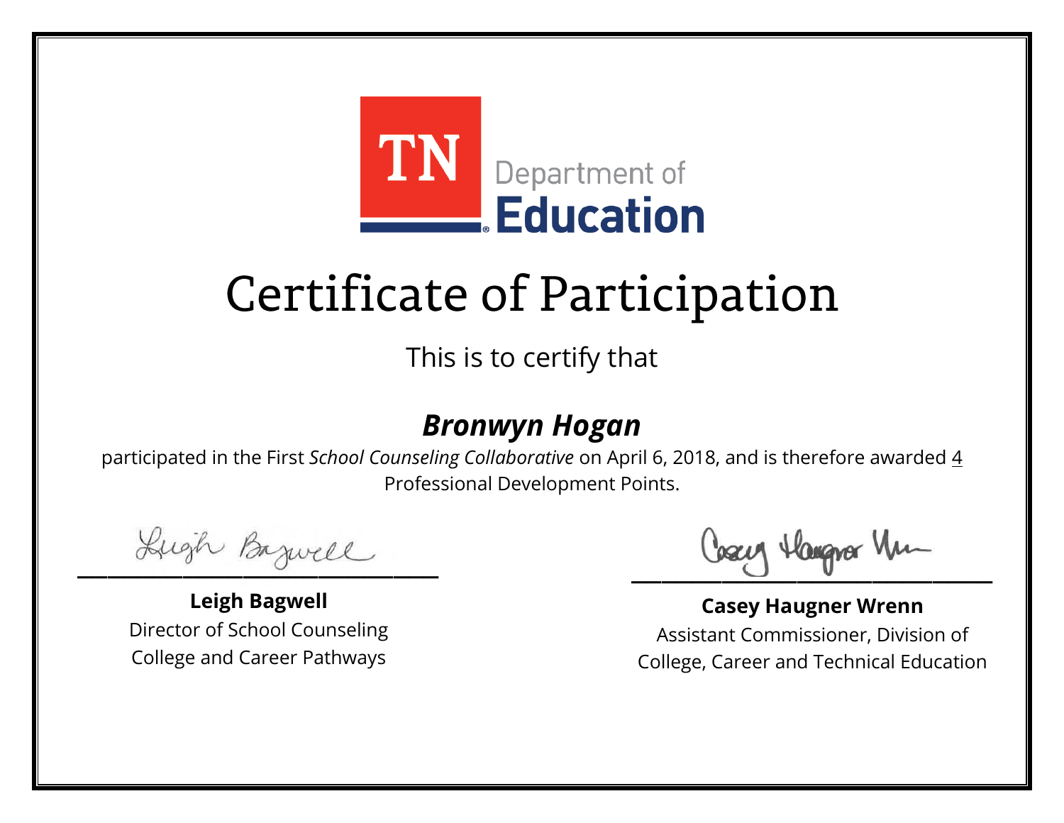TN Department of Education

# Certificate of Participation

This is to certify that

***Bronwyn Hogan***

participated in the First *School Counseling Collaborative* on April 6, 2018, and is therefore awarded 4 Professional Development Points.

**Leigh Bagwell**
Director of School Counseling
College and Career Pathways

**Casey Haugner Wrenn**
Assistant Commissioner, Division of
College, Career and Technical Education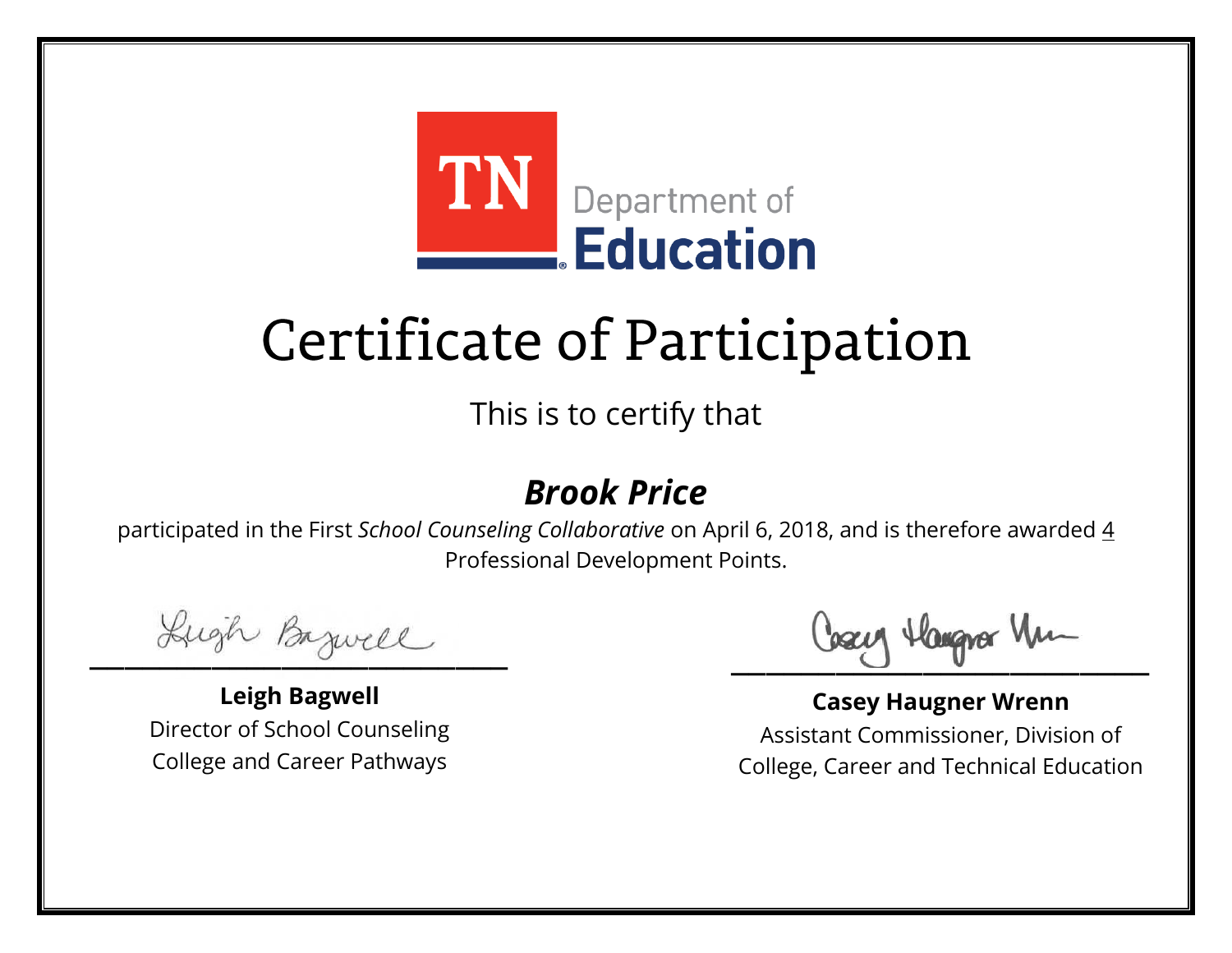TN Department of Education

# Certificate of Participation

This is to certify that

## ***Brook Price***

participated in the First *School Counseling Collaborative* on April 6, 2018, and is therefore awarded 4 Professional Development Points.

**Leigh Bagwell**
Director of School Counseling
College and Career Pathways

**Casey Haugner Wrenn**
Assistant Commissioner, Division of
College, Career and Technical Education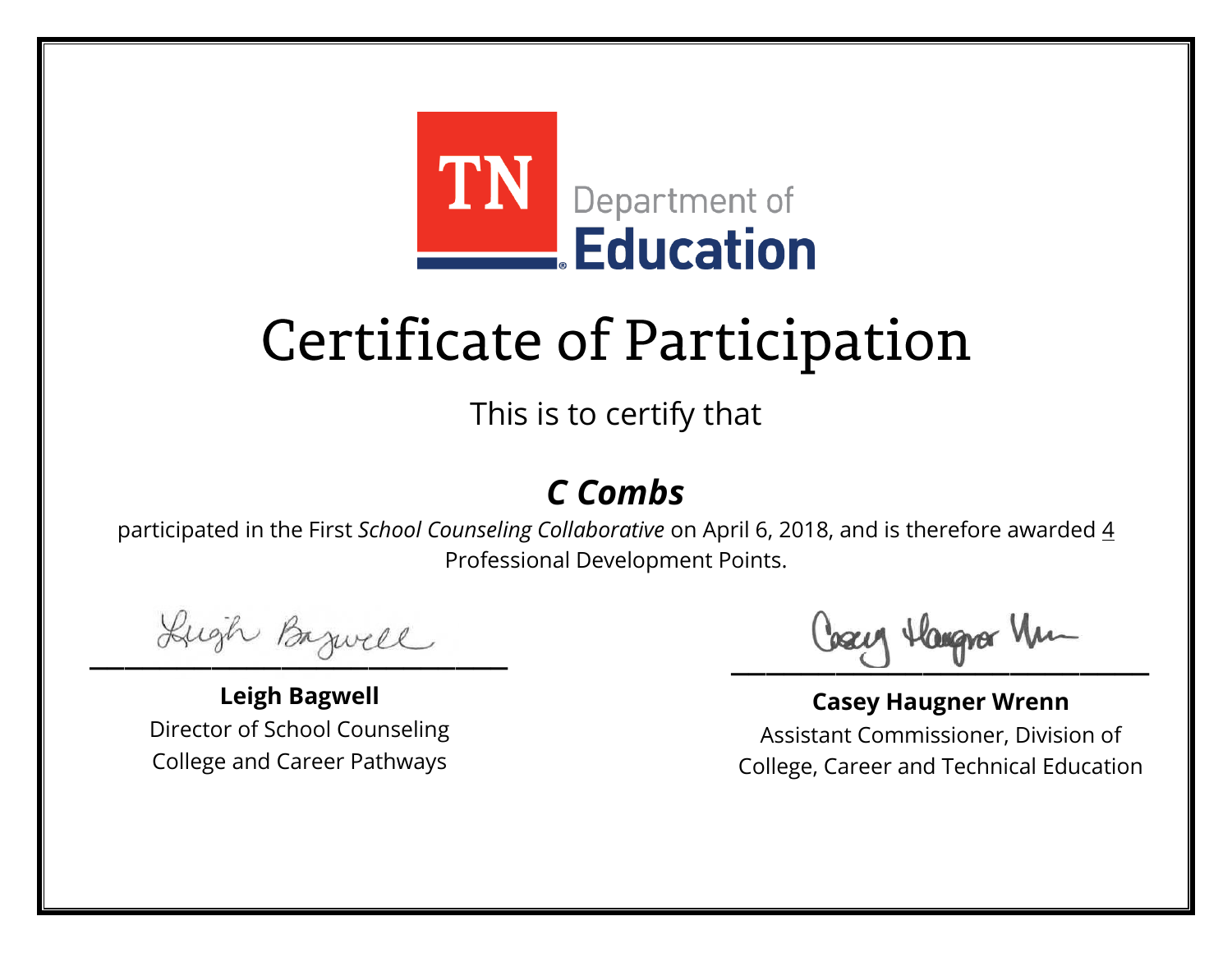TN Department of Education

# Certificate of Participation

This is to certify that

## *C Combs*

participated in the First *School Counseling Collaborative* on April 6, 2018, and is therefore awarded 4 Professional Development Points.

**Leigh Bagwell**
Director of School Counseling
College and Career Pathways

**Casey Haugner Wrenn**
Assistant Commissioner, Division of
College, Career and Technical Education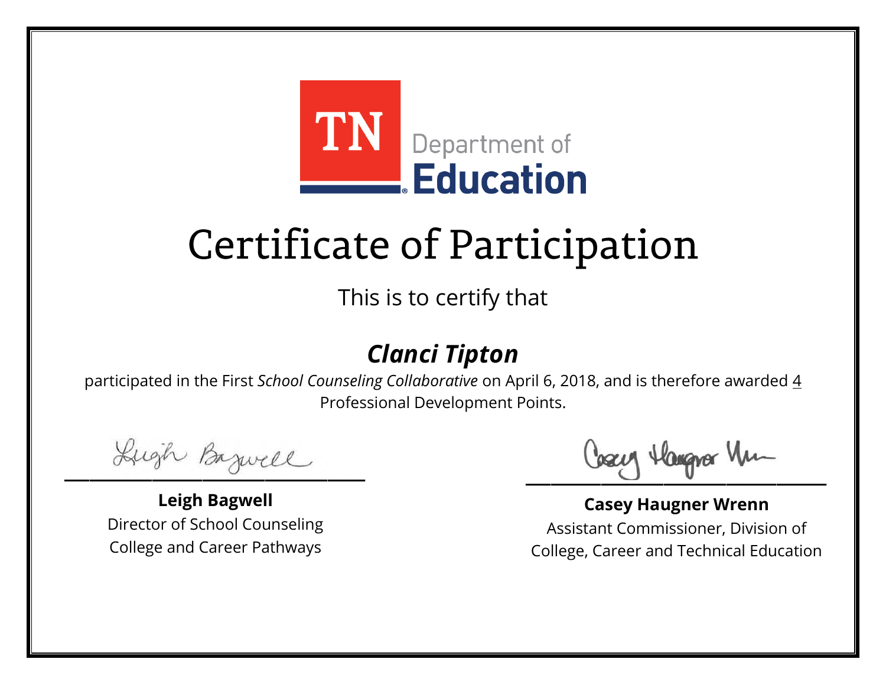TN Department of Education

# Certificate of Participation

This is to certify that

## *Clanci Tipton*

participated in the First *School Counseling Collaborative* on April 6, 2018, and is therefore awarded 4 Professional Development Points.

**Leigh Bagwell**
Director of School Counseling
College and Career Pathways

**Casey Haugner Wrenn**
Assistant Commissioner, Division of
College, Career and Technical Education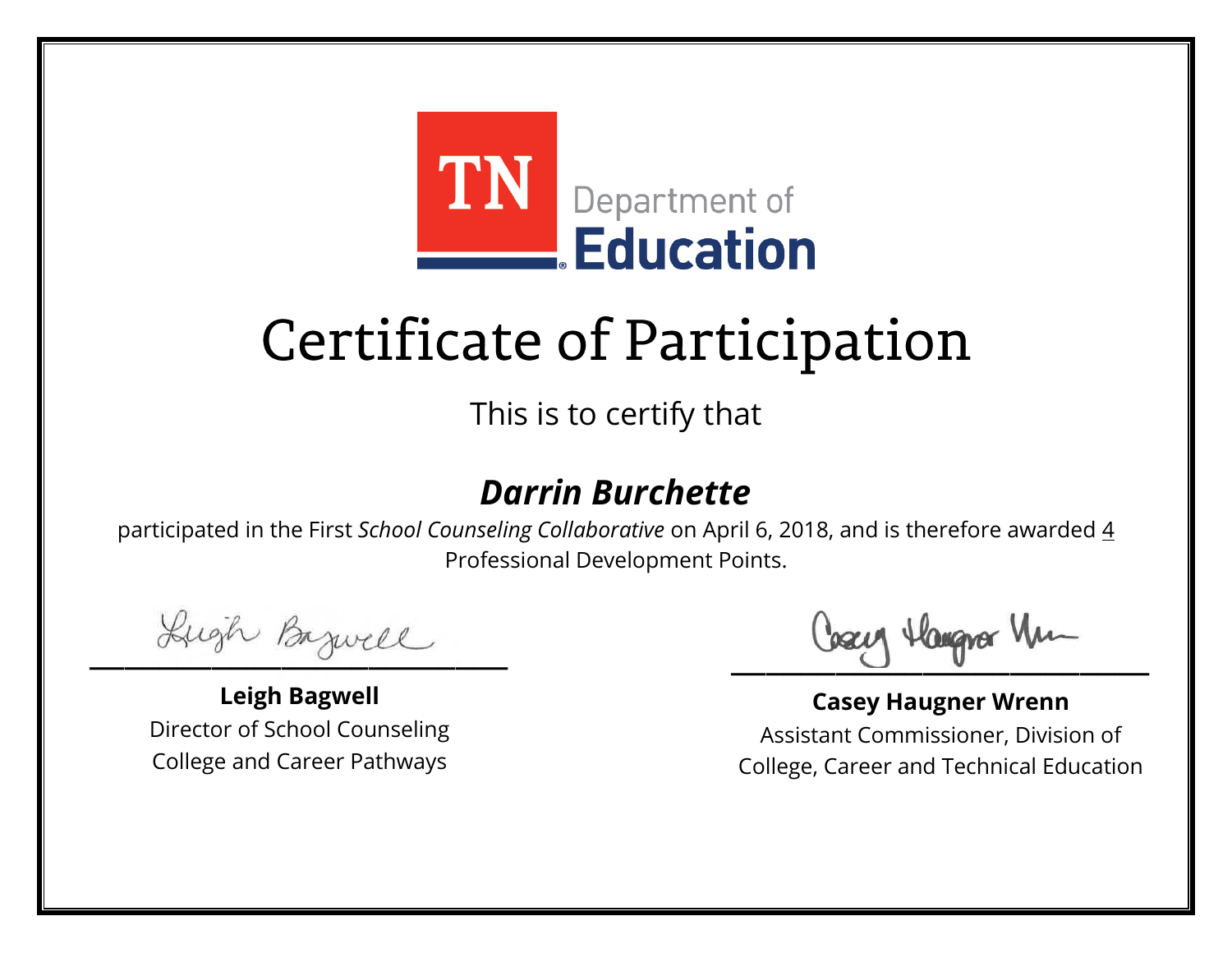TN Department of Education

# Certificate of Participation

This is to certify that

## *Darrin Burchette*

participated in the First *School Counseling Collaborative* on April 6, 2018, and is therefore awarded 4 Professional Development Points.

**Leigh Bagwell**
Director of School Counseling
College and Career Pathways

**Casey Haugner Wrenn**
Assistant Commissioner, Division of
College, Career and Technical Education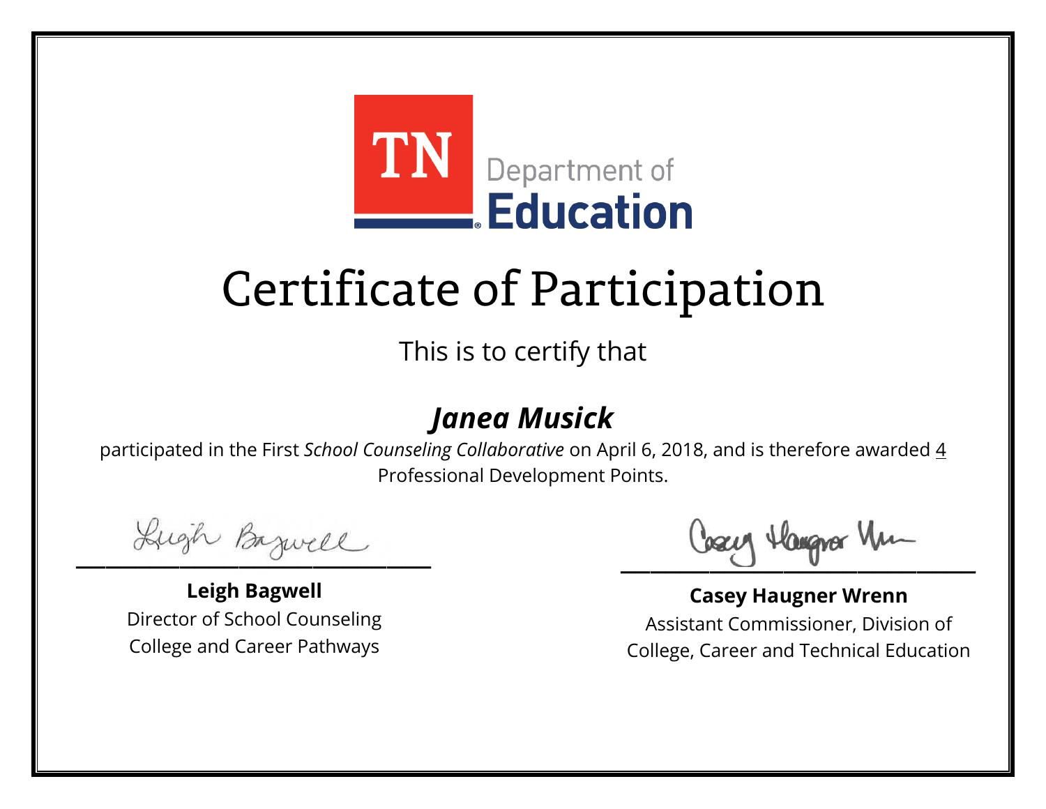TN Department of Education

# Certificate of Participation

This is to certify that

## *Janea Musick*

participated in the First *School Counseling Collaborative* on April 6, 2018, and is therefore awarded 4 Professional Development Points.

**Leigh Bagwell**
Director of School Counseling
College and Career Pathways

**Casey Haugner Wrenn**
Assistant Commissioner, Division of
College, Career and Technical Education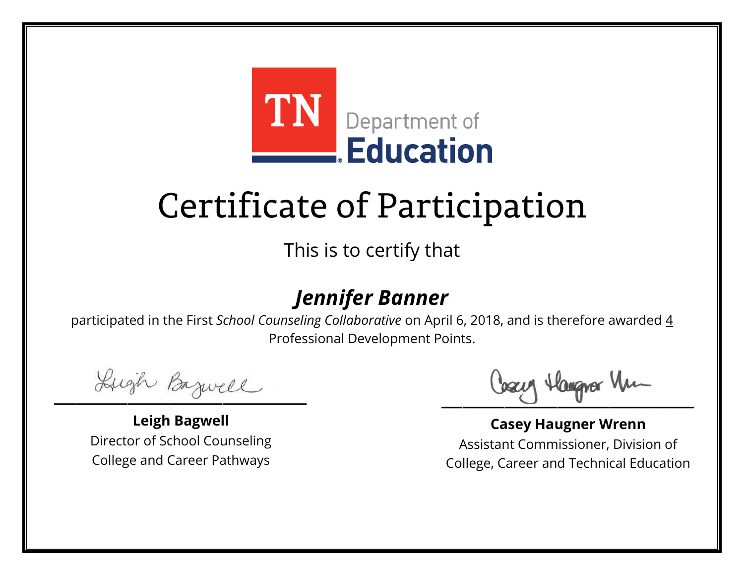TN Department of Education

# Certificate of Participation

This is to certify that

## ***Jennifer Banner***

participated in the First *School Counseling Collaborative* on April 6, 2018, and is therefore awarded 4 Professional Development Points.

**Leigh Bagwell**
Director of School Counseling
College and Career Pathways

**Casey Haugner Wrenn**
Assistant Commissioner, Division of
College, Career and Technical Education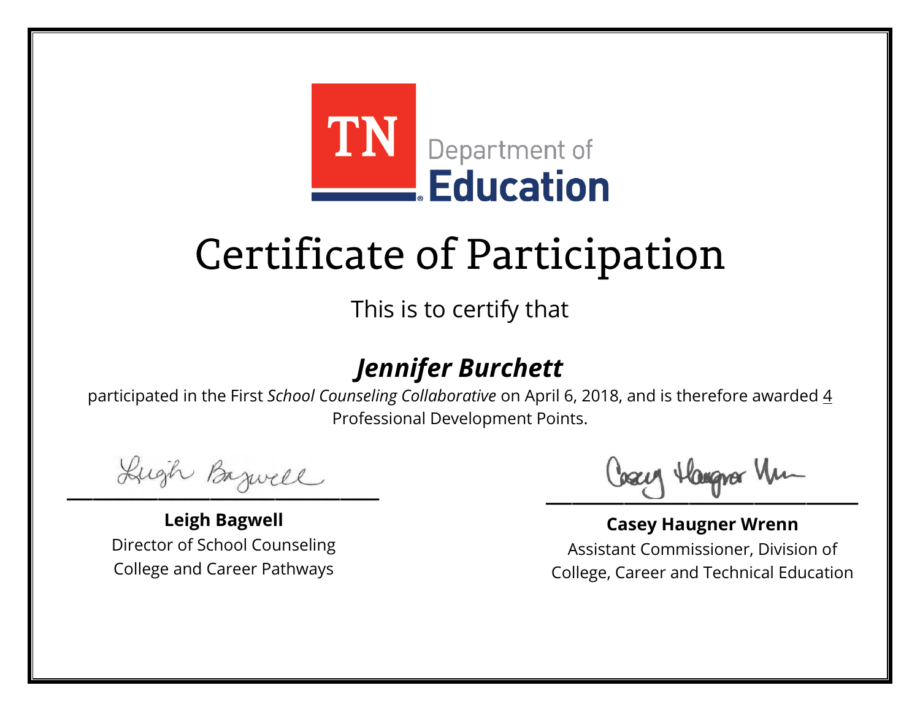TN Department of Education

# Certificate of Participation

This is to certify that

## *Jennifer Burchett*

participated in the First *School Counseling Collaborative* on April 6, 2018, and is therefore awarded 4 Professional Development Points.

**Leigh Bagwell**
Director of School Counseling
College and Career Pathways

**Casey Haugner Wrenn**
Assistant Commissioner, Division of
College, Career and Technical Education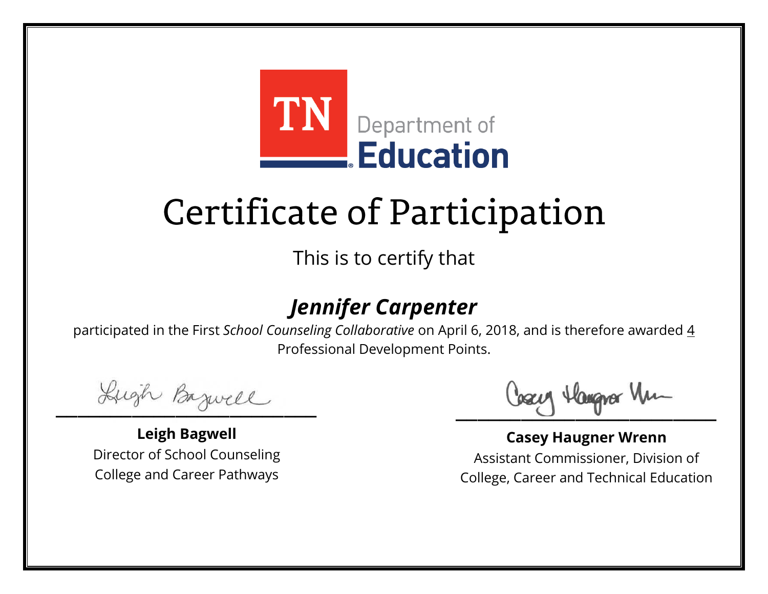TN Department of Education

# Certificate of Participation

This is to certify that

## *Jennifer Carpenter*

participated in the First *School Counseling Collaborative* on April 6, 2018, and is therefore awarded 4 Professional Development Points.

**Leigh Bagwell**
Director of School Counseling
College and Career Pathways

**Casey Haugner Wrenn**
Assistant Commissioner, Division of
College, Career and Technical Education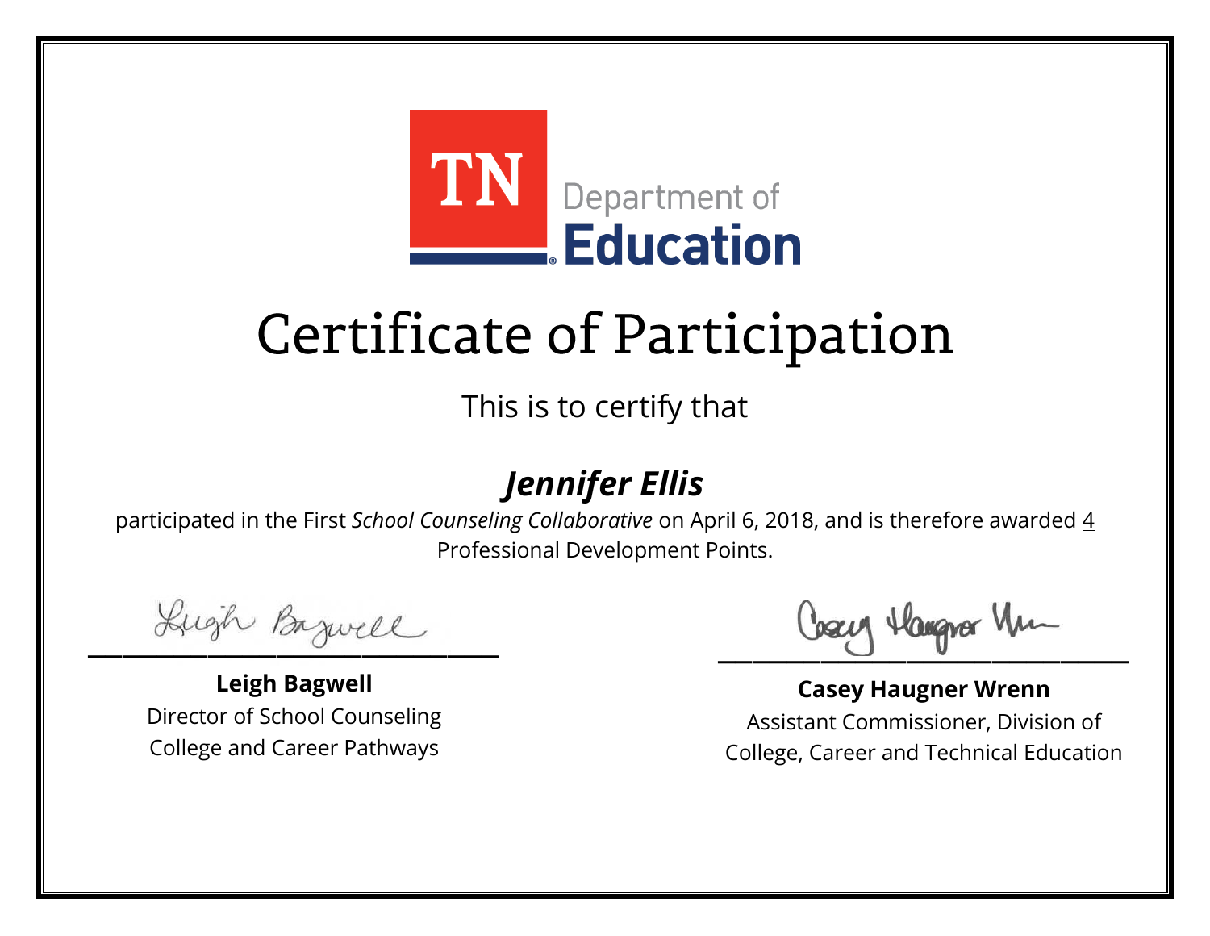TN Department of Education

# Certificate of Participation

This is to certify that

## ***Jennifer Ellis***

participated in the First *School Counseling Collaborative* on April 6, 2018, and is therefore awarded 4 Professional Development Points.

**Leigh Bagwell**
Director of School Counseling
College and Career Pathways

**Casey Haugner Wrenn**
Assistant Commissioner, Division of
College, Career and Technical Education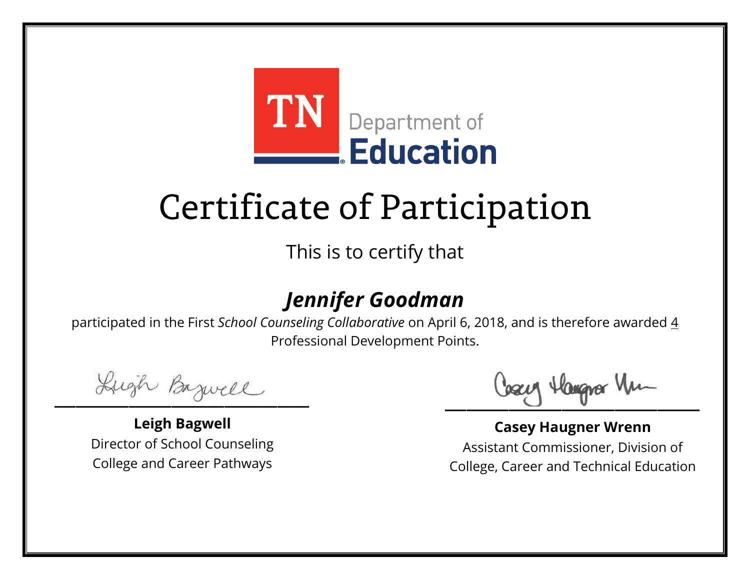TN Department of Education

# Certificate of Participation

This is to certify that

## *Jennifer Goodman*

participated in the First *School Counseling Collaborative* on April 6, 2018, and is therefore awarded 4 Professional Development Points.

**Leigh Bagwell**
Director of School Counseling
College and Career Pathways

**Casey Haugner Wrenn**
Assistant Commissioner, Division of
College, Career and Technical Education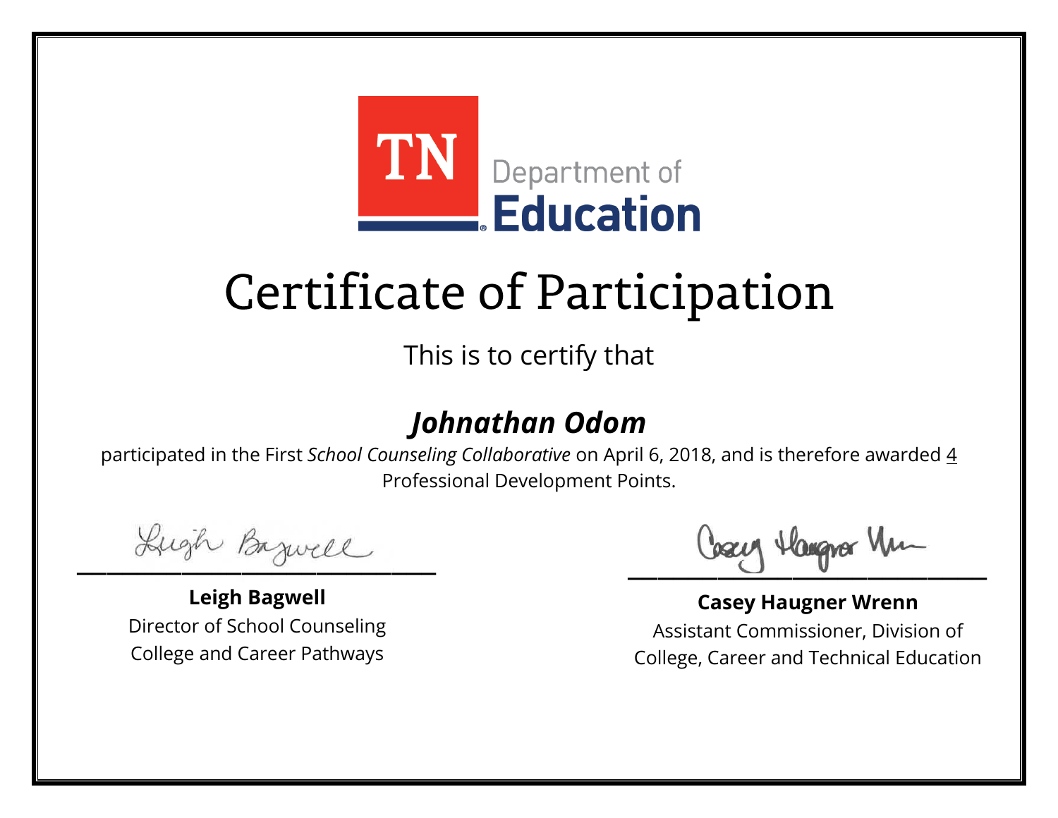TN Department of Education

# Certificate of Participation

This is to certify that

## ***Johnathan Odom***

participated in the First *School Counseling Collaborative* on April 6, 2018, and is therefore awarded 4 Professional Development Points.

**Leigh Bagwell**
Director of School Counseling
College and Career Pathways

**Casey Haugner Wrenn**
Assistant Commissioner, Division of
College, Career and Technical Education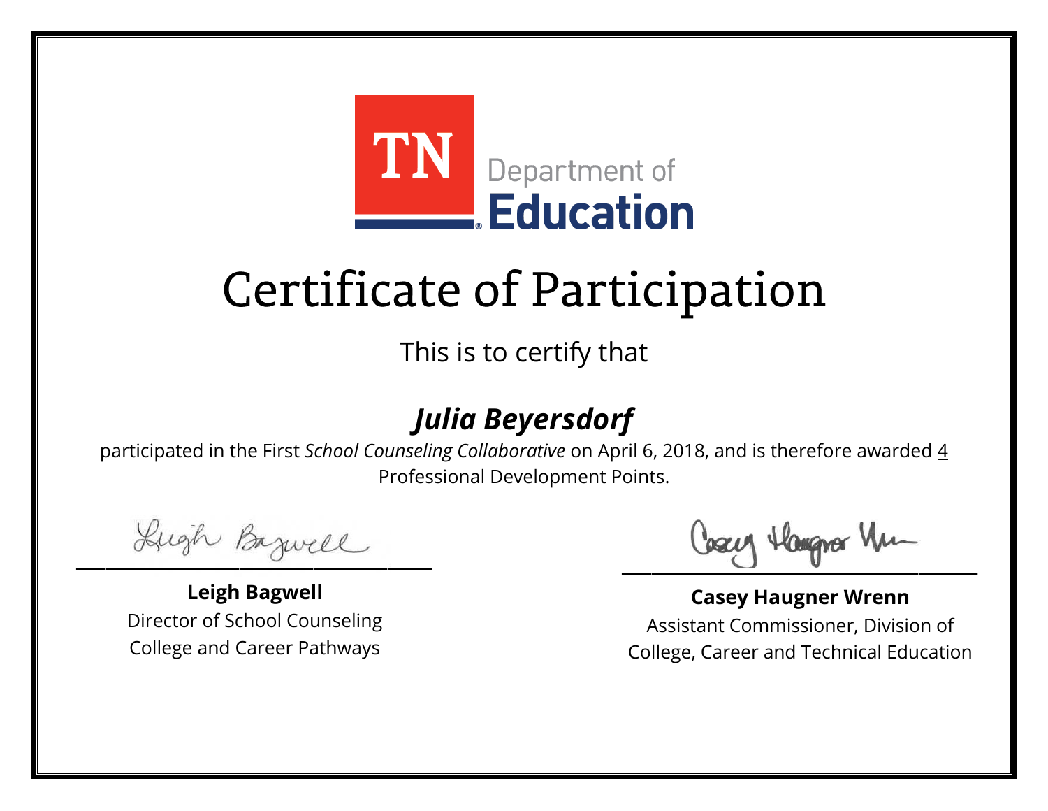TN Department of **Education**

# Certificate of Participation

This is to certify that

## ***Julia Beyersdorf***

participated in the First *School Counseling Collaborative* on April 6, 2018, and is therefore awarded 4 Professional Development Points.

**Leigh Bagwell**
Director of School Counseling
College and Career Pathways

**Casey Haugner Wrenn**
Assistant Commissioner, Division of College, Career and Technical Education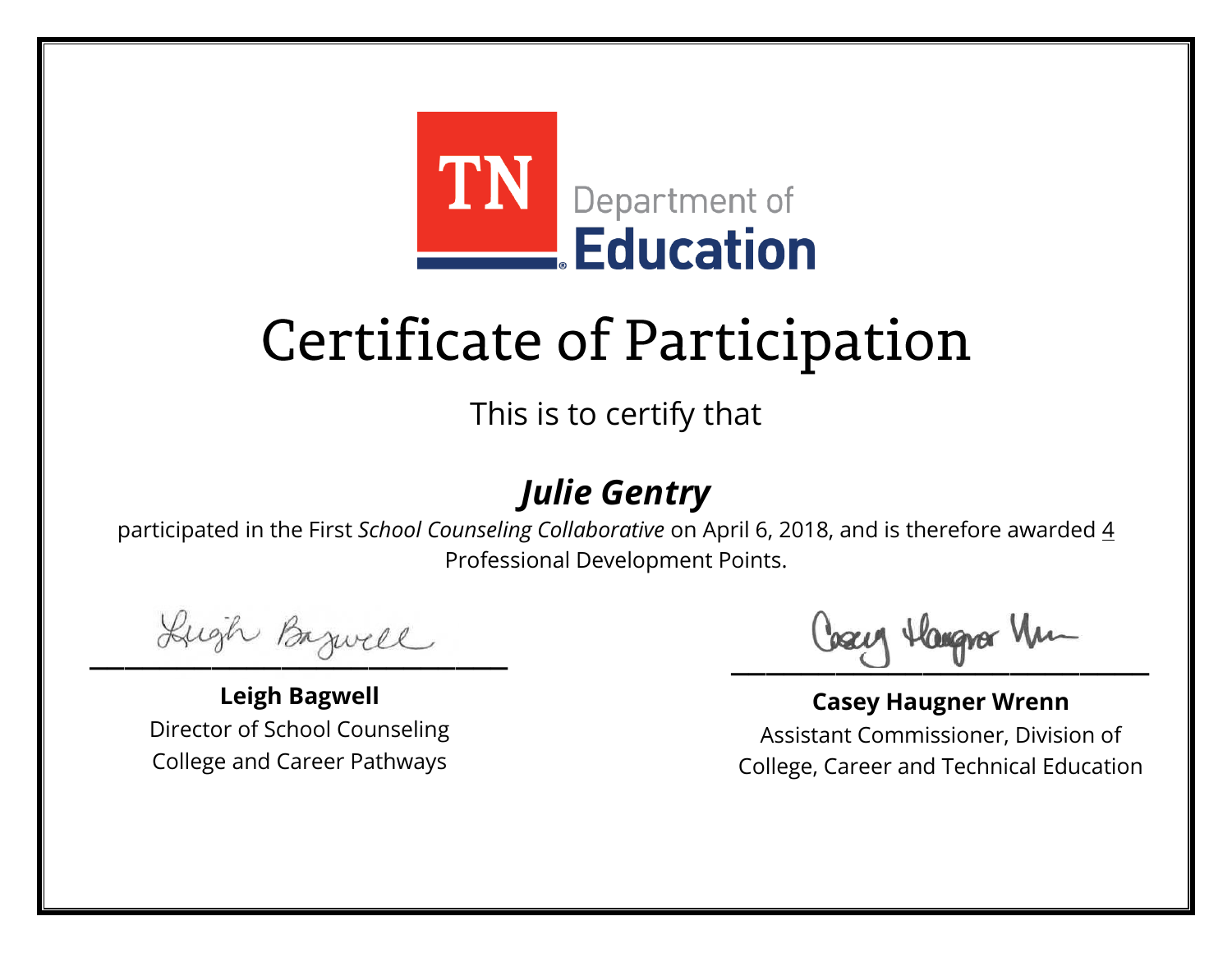TN Department of Education

# Certificate of Participation

This is to certify that

## *Julie Gentry*

participated in the First *School Counseling Collaborative* on April 6, 2018, and is therefore awarded 4 Professional Development Points.

**Leigh Bagwell**
Director of School Counseling
College and Career Pathways

**Casey Haugner Wrenn**
Assistant Commissioner, Division of
College, Career and Technical Education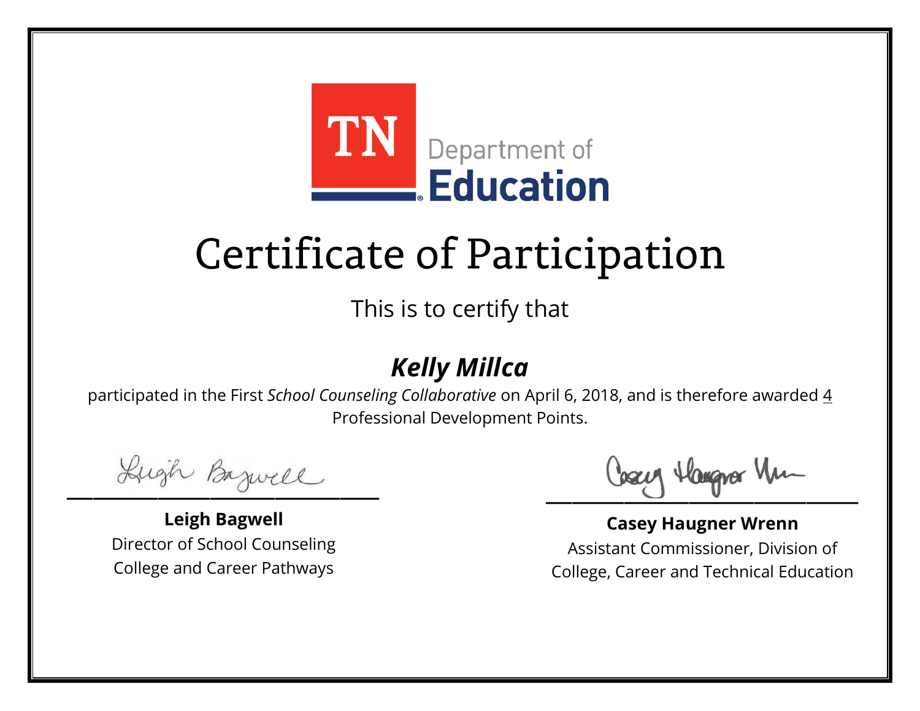TN Department of Education

# Certificate of Participation

This is to certify that

## ***Kelly Millca***

participated in the First *School Counseling Collaborative* on April 6, 2018, and is therefore awarded 4 Professional Development Points.

**Leigh Bagwell**
Director of School Counseling
College and Career Pathways

**Casey Haugner Wrenn**
Assistant Commissioner, Division of
College, Career and Technical Education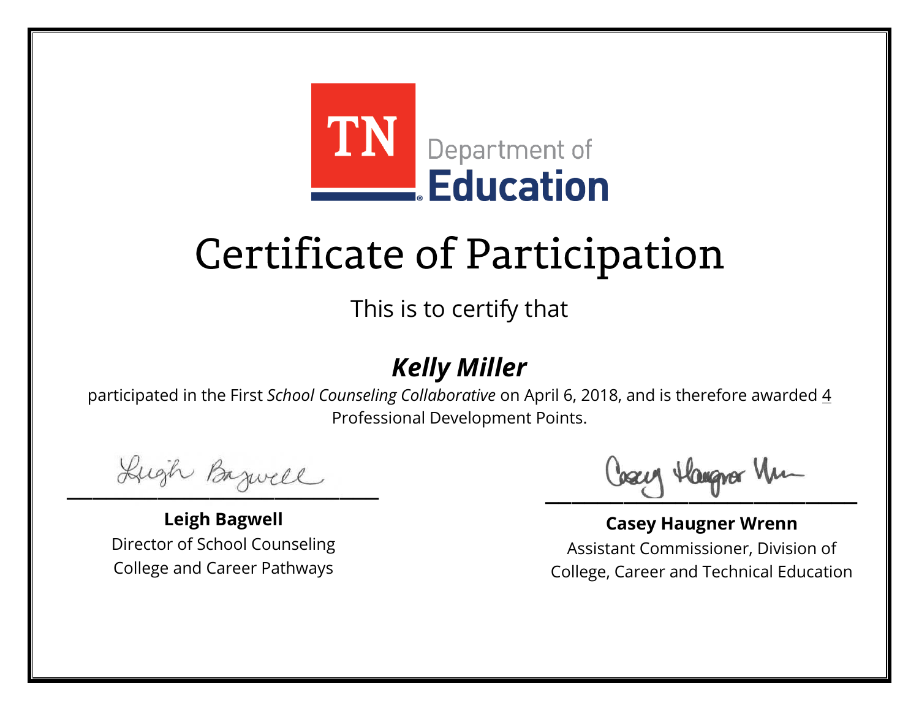TN Department of **Education**

# Certificate of Participation

This is to certify that

## ***Kelly Miller***

participated in the First *School Counseling Collaborative* on April 6, 2018, and is therefore awarded 4 Professional Development Points.

**Leigh Bagwell**
Director of School Counseling
College and Career Pathways

**Casey Haugner Wrenn**
Assistant Commissioner, Division of
College, Career and Technical Education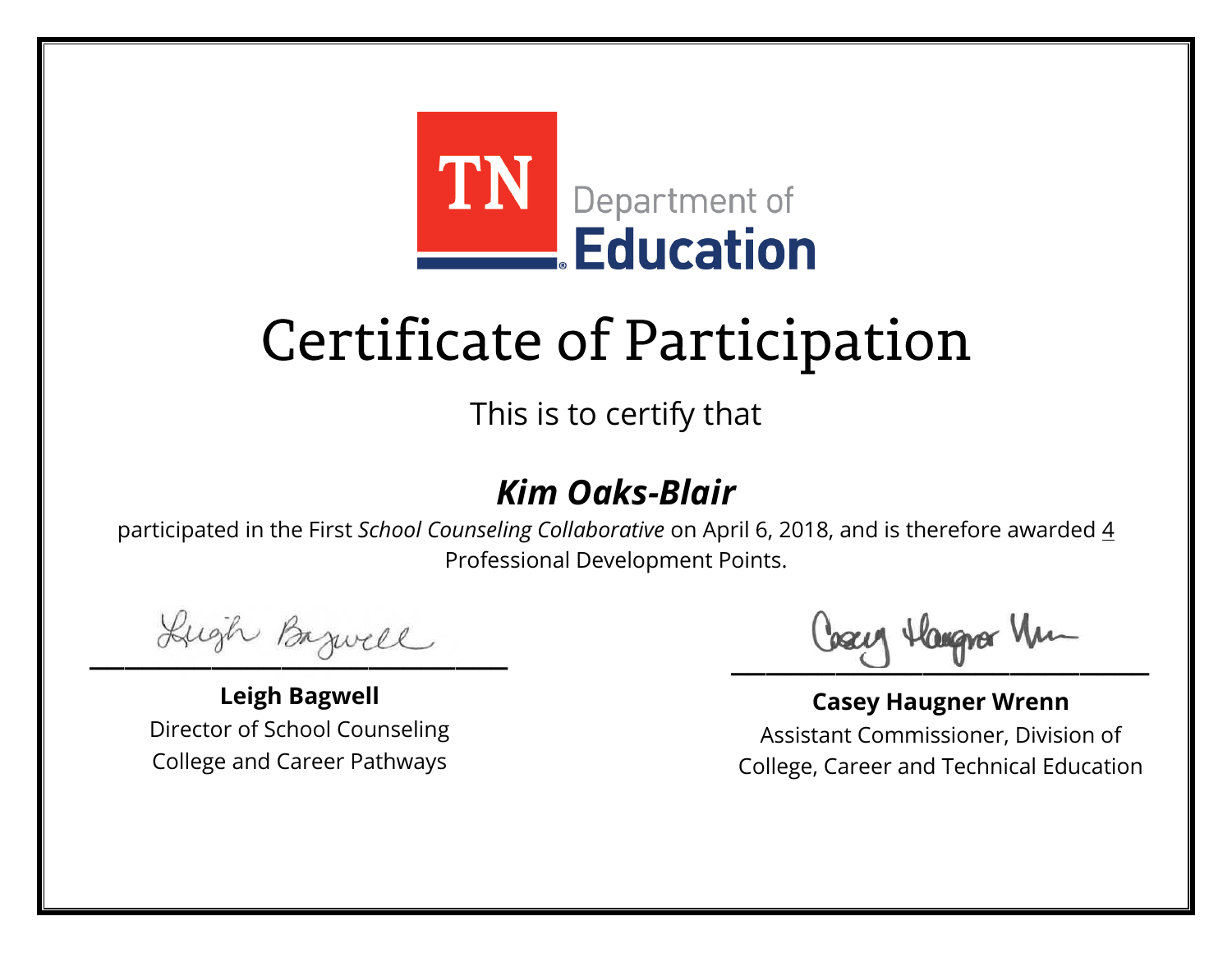TN Department of **Education**

# Certificate of Participation

This is to certify that

## ***Kim Oaks-Blair***

participated in the First *School Counseling Collaborative* on April 6, 2018, and is therefore awarded 4 Professional Development Points.

**Leigh Bagwell**
Director of School Counseling
College and Career Pathways

**Casey Haugner Wrenn**
Assistant Commissioner, Division of
College, Career and Technical Education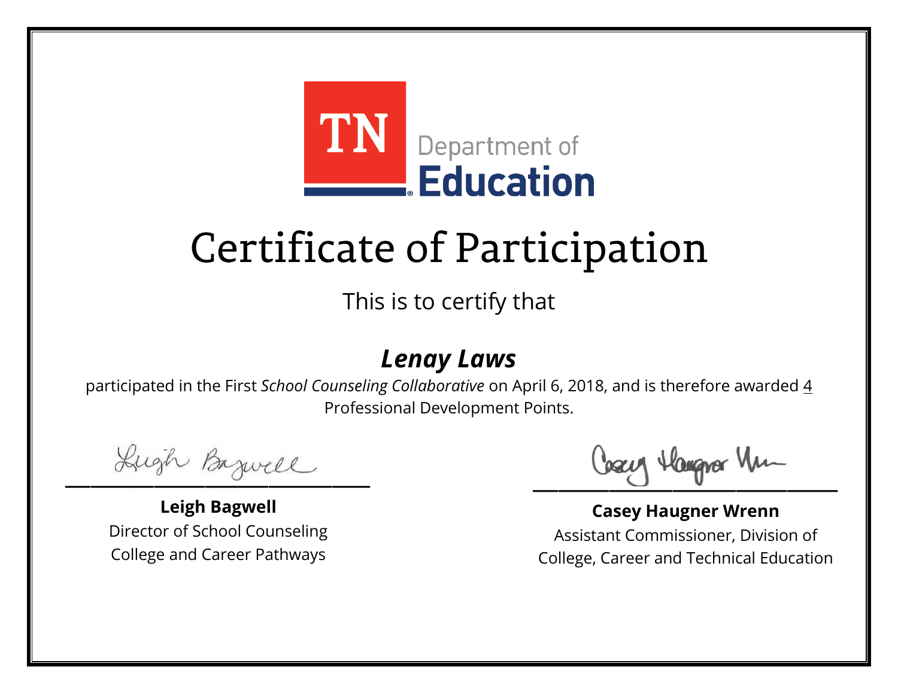TN Department of Education

# Certificate of Participation

This is to certify that

***Lenay Laws***

participated in the First *School Counseling Collaborative* on April 6, 2018, and is therefore awarded 4 Professional Development Points.

**Leigh Bagwell**
Director of School Counseling
College and Career Pathways

**Casey Haugner Wrenn**
Assistant Commissioner, Division of
College, Career and Technical Education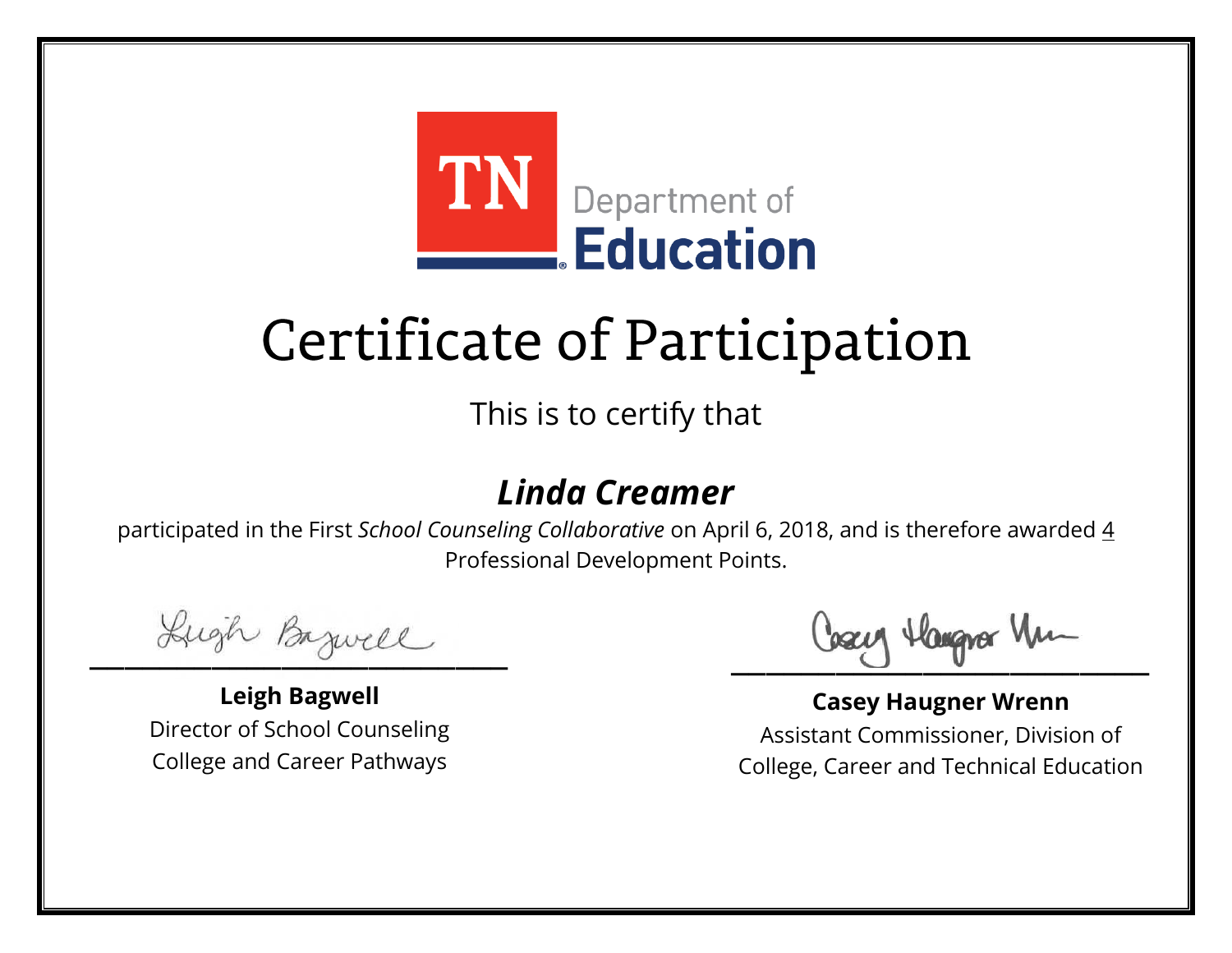TN Department of Education

# Certificate of Participation

This is to certify that

## *Linda Creamer*

participated in the First *School Counseling Collaborative* on April 6, 2018, and is therefore awarded 4 Professional Development Points.

**Leigh Bagwell**
Director of School Counseling
College and Career Pathways

**Casey Haugner Wrenn**
Assistant Commissioner, Division of
College, Career and Technical Education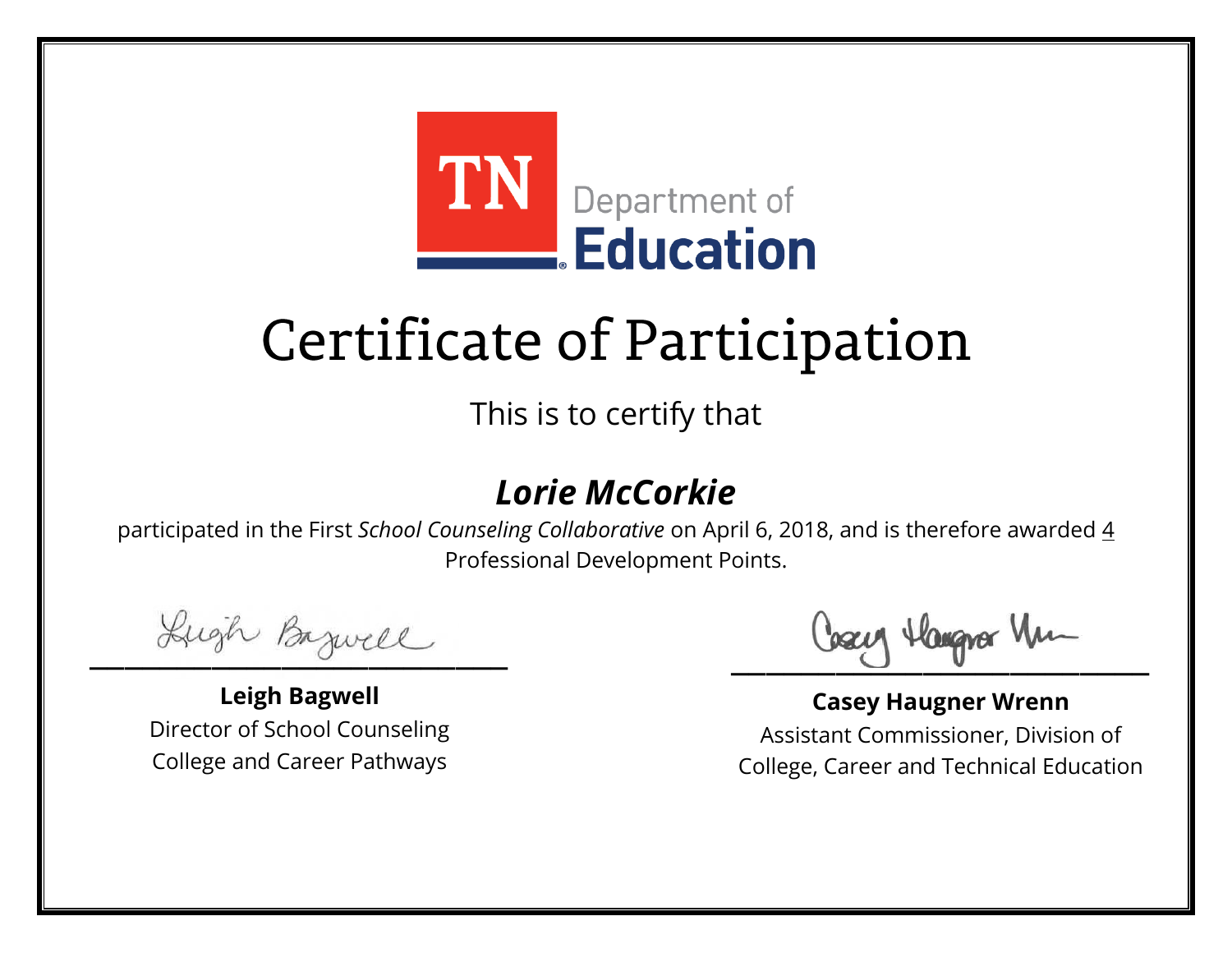TN Department of Education

# Certificate of Participation

This is to certify that

## ***Lorie McCorkie***

participated in the First *School Counseling Collaborative* on April 6, 2018, and is therefore awarded 4 Professional Development Points.

**Leigh Bagwell**
Director of School Counseling
College and Career Pathways

**Casey Haugner Wrenn**
Assistant Commissioner, Division of
College, Career and Technical Education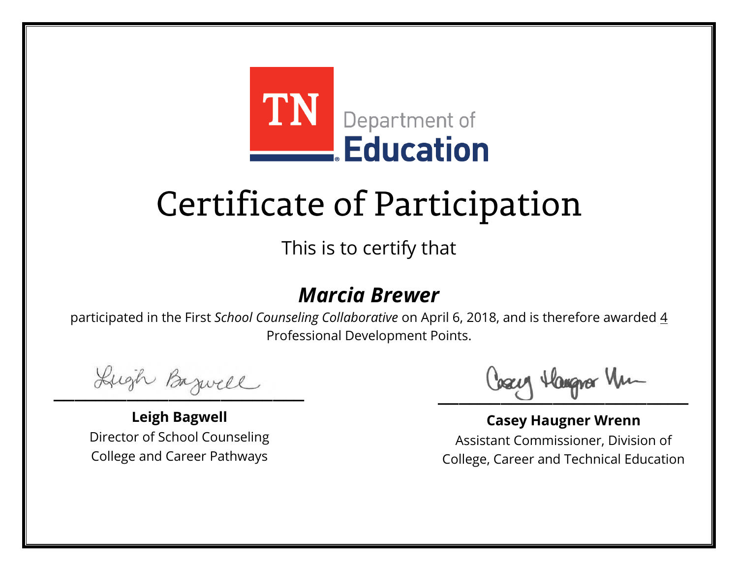TN Department of Education

# Certificate of Participation

This is to certify that

## ***Marcia Brewer***

participated in the First *School Counseling Collaborative* on April 6, 2018, and is therefore awarded 4 Professional Development Points.

**Leigh Bagwell**
Director of School Counseling
College and Career Pathways

**Casey Haugner Wrenn**
Assistant Commissioner, Division of
College, Career and Technical Education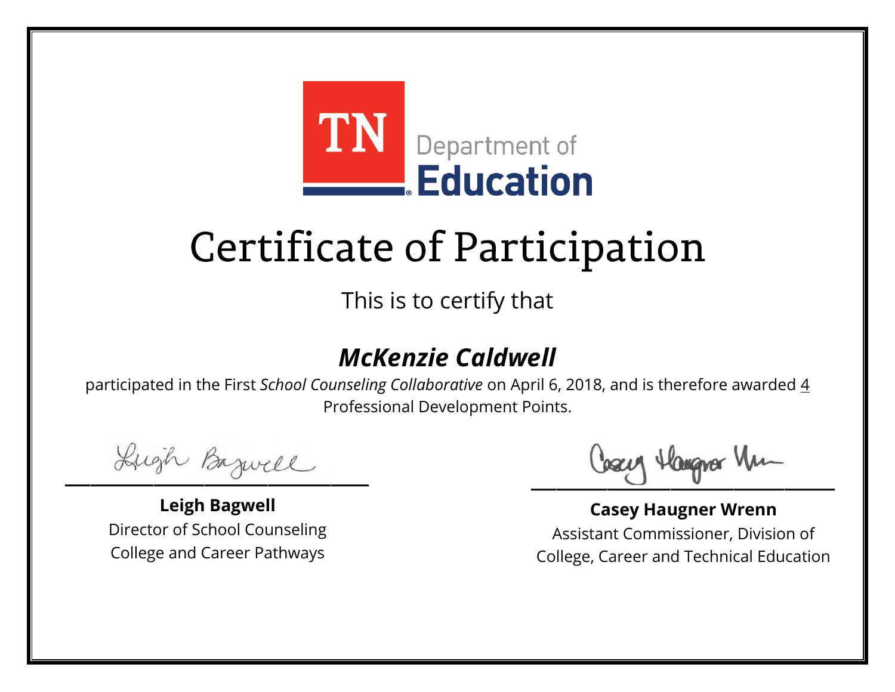TN Department of Education

# Certificate of Participation

This is to certify that

## *McKenzie Caldwell*

participated in the First *School Counseling Collaborative* on April 6, 2018, and is therefore awarded 4 Professional Development Points.

**Leigh Bagwell**
Director of School Counseling
College and Career Pathways

**Casey Haugner Wrenn**
Assistant Commissioner, Division of
College, Career and Technical Education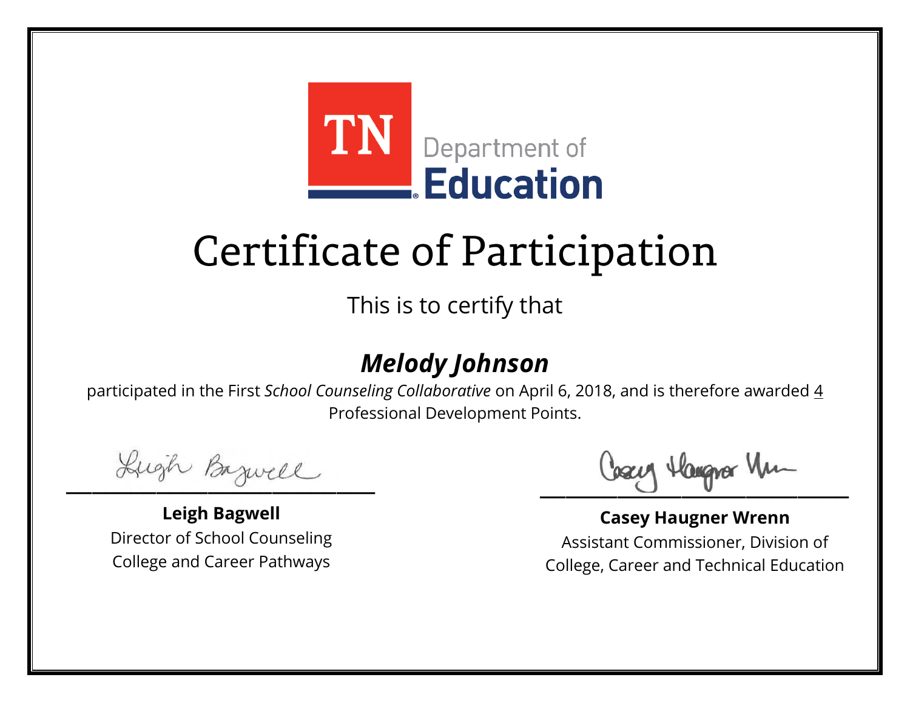TN Department of Education

# Certificate of Participation

This is to certify that

***Melody Johnson***

participated in the First *School Counseling Collaborative* on April 6, 2018, and is therefore awarded 4 Professional Development Points.

**Leigh Bagwell**
Director of School Counseling
College and Career Pathways

**Casey Haugner Wrenn**
Assistant Commissioner, Division of
College, Career and Technical Education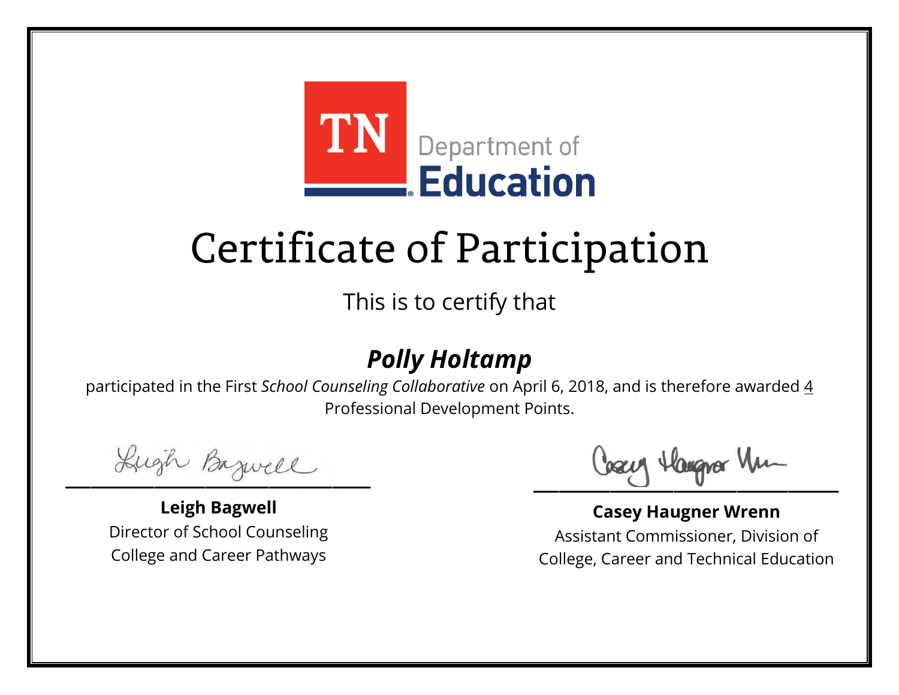TN Department of Education

# Certificate of Participation

This is to certify that

## ***Polly Holtamp***

participated in the First *School Counseling Collaborative* on April 6, 2018, and is therefore awarded 4 Professional Development Points.

**Leigh Bagwell**
Director of School Counseling
College and Career Pathways

**Casey Haugner Wrenn**
Assistant Commissioner, Division of
College, Career and Technical Education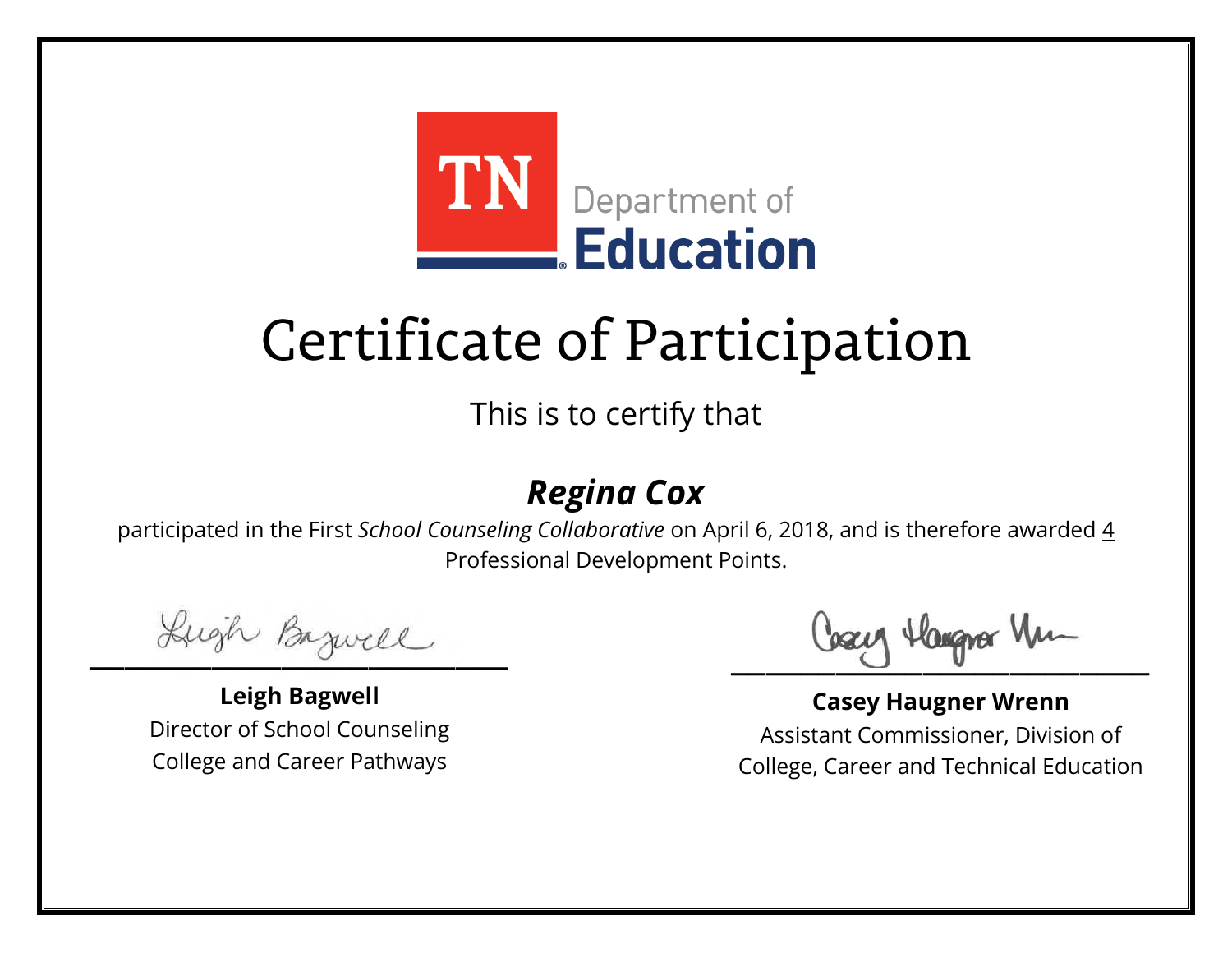TN Department of **Education**

# Certificate of Participation

This is to certify that

## ***Regina Cox***

participated in the First *School Counseling Collaborative* on April 6, 2018, and is therefore awarded 4 Professional Development Points.

**Leigh Bagwell**
Director of School Counseling
College and Career Pathways

**Casey Haugner Wrenn**
Assistant Commissioner, Division of
College, Career and Technical Education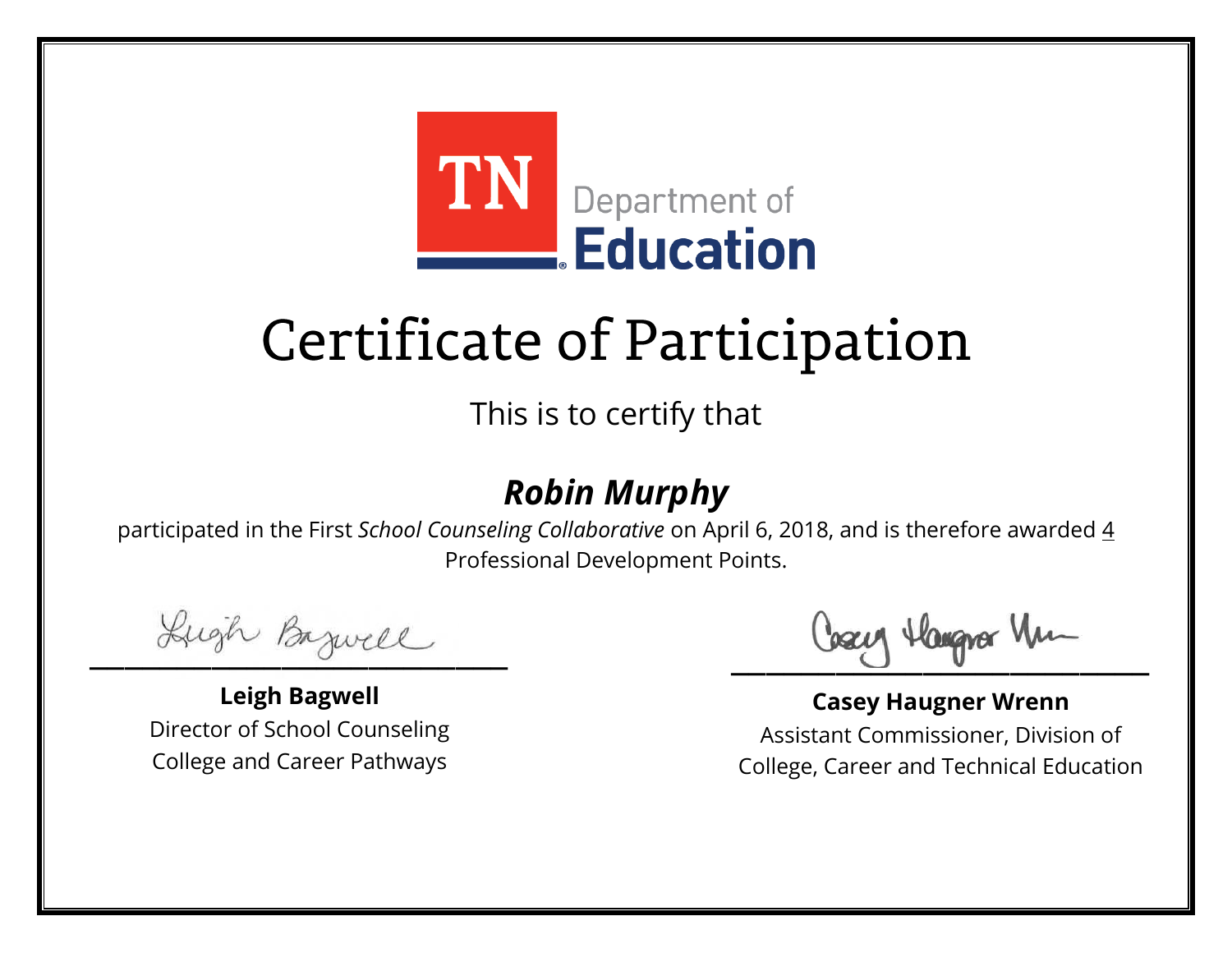TN Department of **Education**

# Certificate of Participation

This is to certify that

## ***Robin Murphy***

participated in the First *School Counseling Collaborative* on April 6, 2018, and is therefore awarded 4 Professional Development Points.

**Leigh Bagwell**
Director of School Counseling
College and Career Pathways

**Casey Haugner Wrenn**
Assistant Commissioner, Division of
College, Career and Technical Education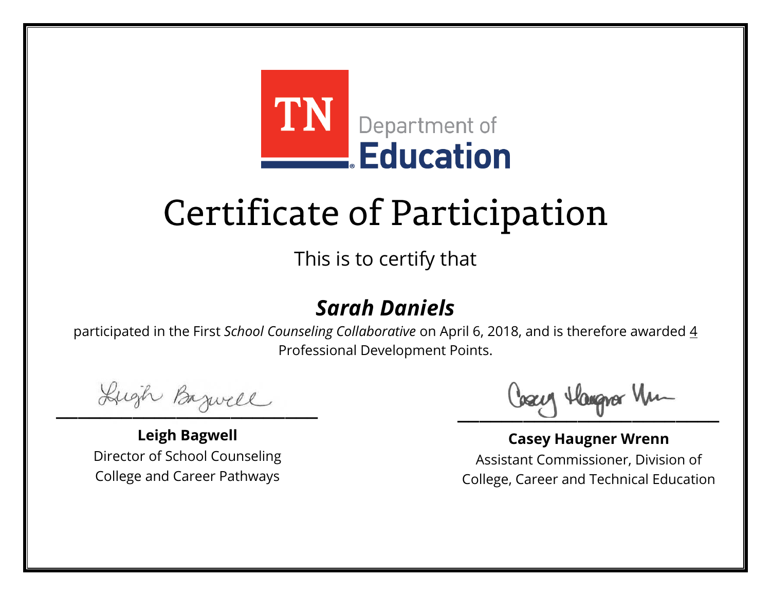TN Department of **Education**

# Certificate of Participation

This is to certify that

## ***Sarah Daniels***

participated in the First *School Counseling Collaborative* on April 6, 2018, and is therefore awarded 4 Professional Development Points.

**Leigh Bagwell**
Director of School Counseling
College and Career Pathways

**Casey Haugner Wrenn**
Assistant Commissioner, Division of
College, Career and Technical Education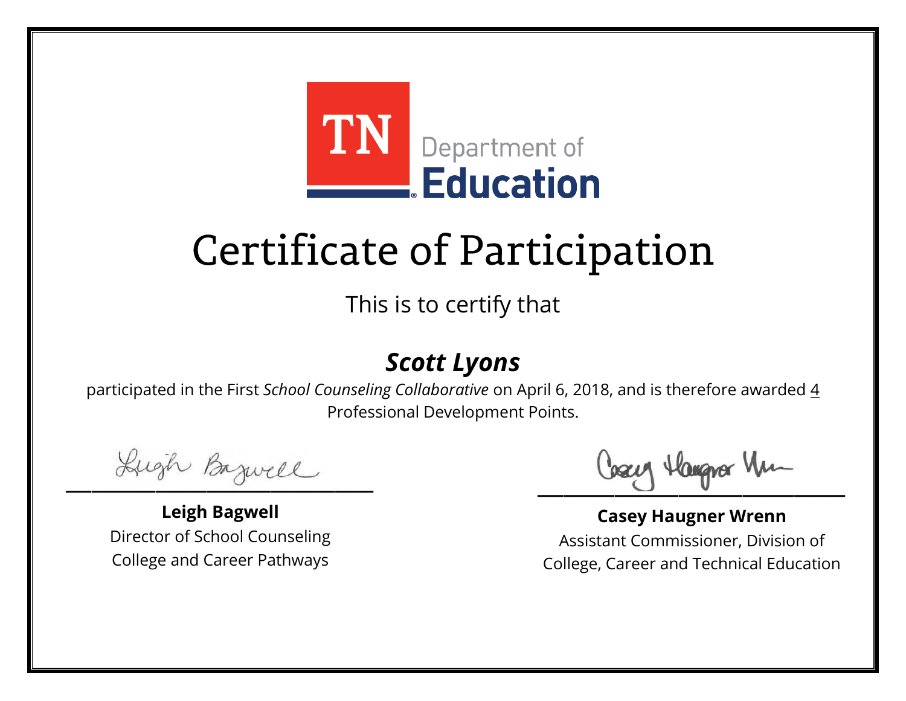TN Department of Education

# Certificate of Participation

This is to certify that

## *Scott Lyons*

participated in the First *School Counseling Collaborative* on April 6, 2018, and is therefore awarded 4 Professional Development Points.

**Leigh Bagwell**
Director of School Counseling
College and Career Pathways

**Casey Haugner Wrenn**
Assistant Commissioner, Division of
College, Career and Technical Education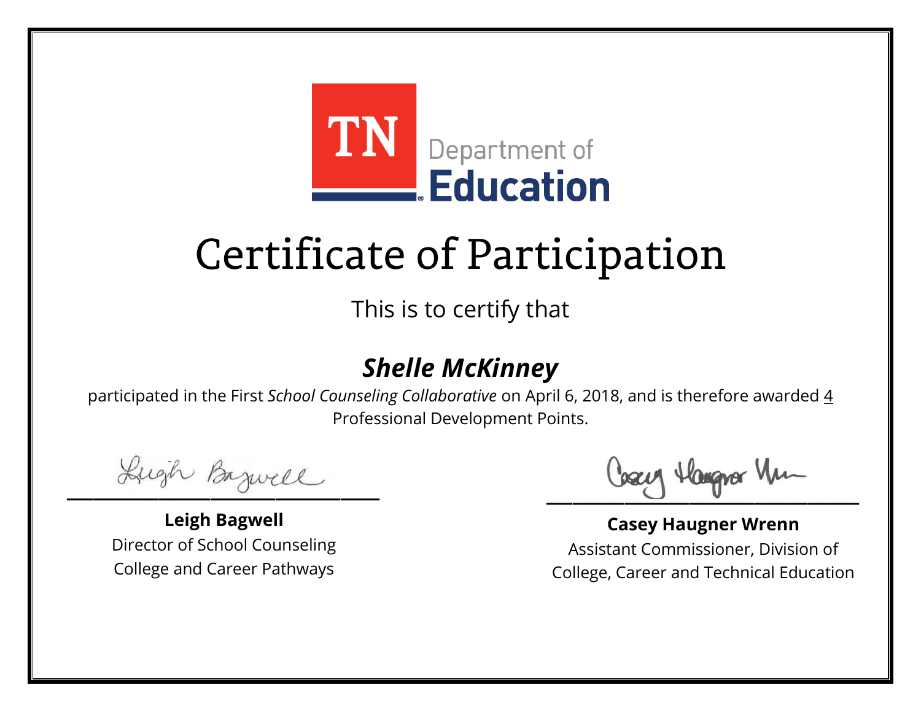TN Department of Education

# Certificate of Participation

This is to certify that

***Shelle McKinney***

participated in the First *School Counseling Collaborative* on April 6, 2018, and is therefore awarded 4 Professional Development Points.

**Leigh Bagwell**
Director of School Counseling
College and Career Pathways

**Casey Haugner Wrenn**
Assistant Commissioner, Division of
College, Career and Technical Education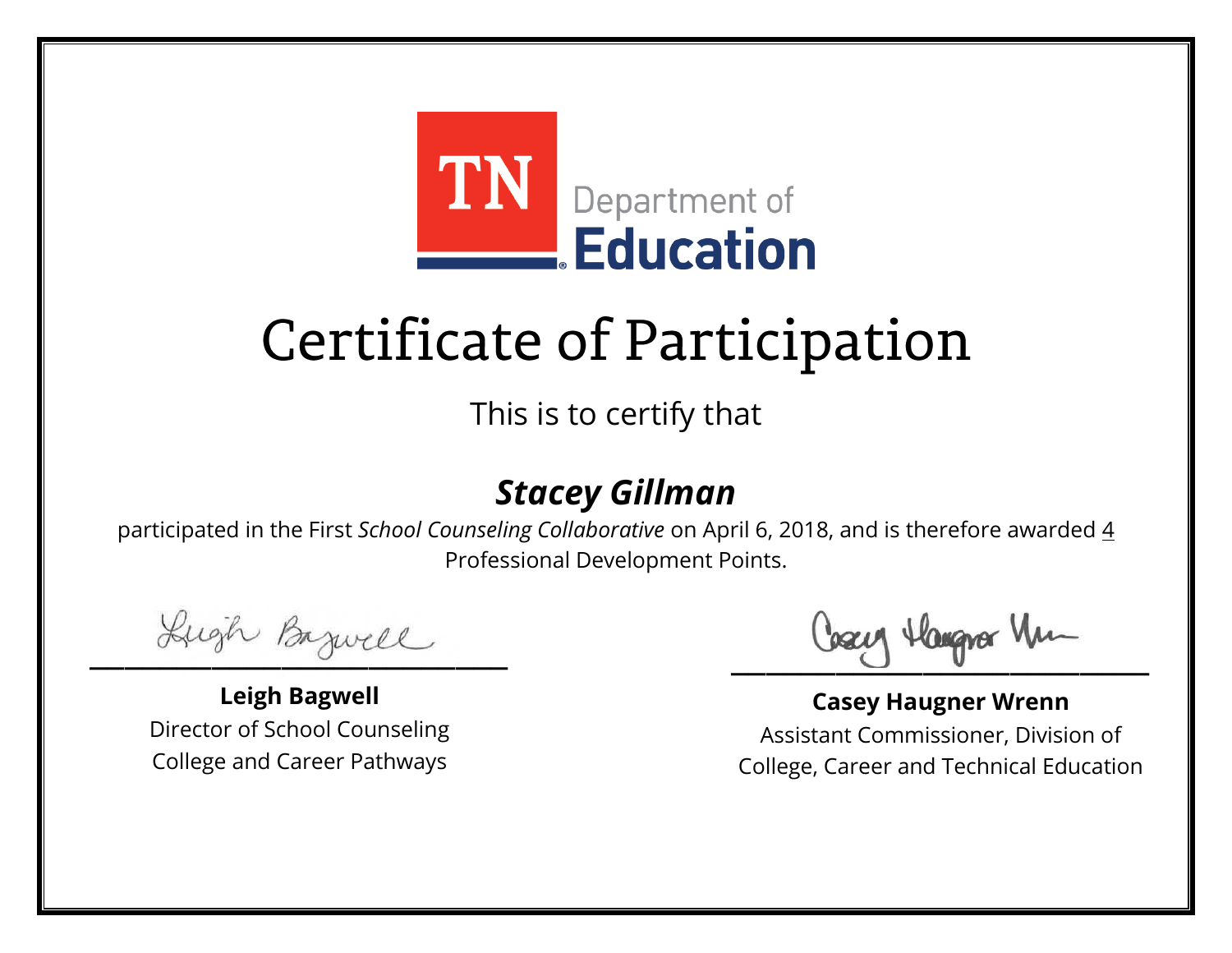TN Department of Education

# Certificate of Participation

This is to certify that

***Stacey Gillman***

participated in the First *School Counseling Collaborative* on April 6, 2018, and is therefore awarded 4 Professional Development Points.

**Leigh Bagwell**
Director of School Counseling
College and Career Pathways

**Casey Haugner Wrenn**
Assistant Commissioner, Division of
College, Career and Technical Education